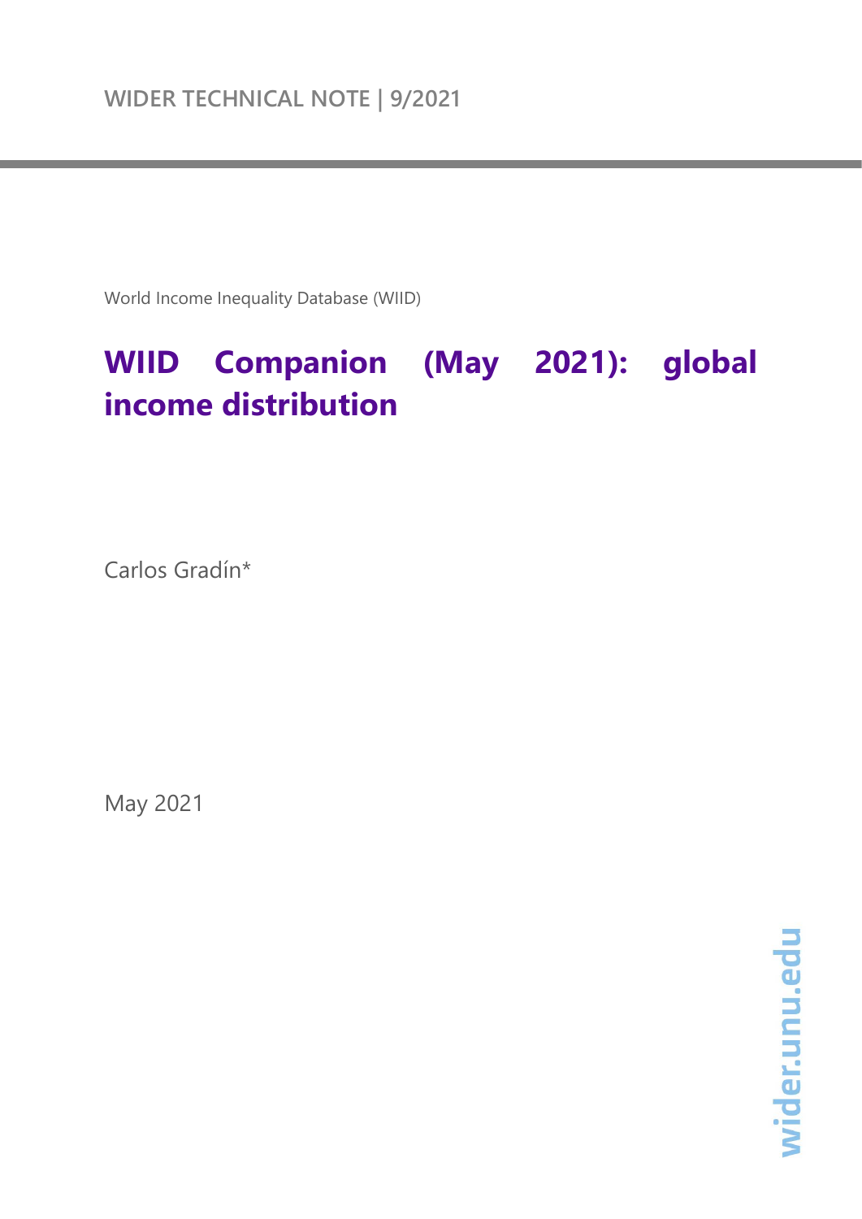WIDER TECHNICAL NOTE | 9/2021

World Income Inequality Database (WIID)

# WIID Companion (May 2021): global income distribution

Carlos Gradín*

May 2021

wider.unu.edu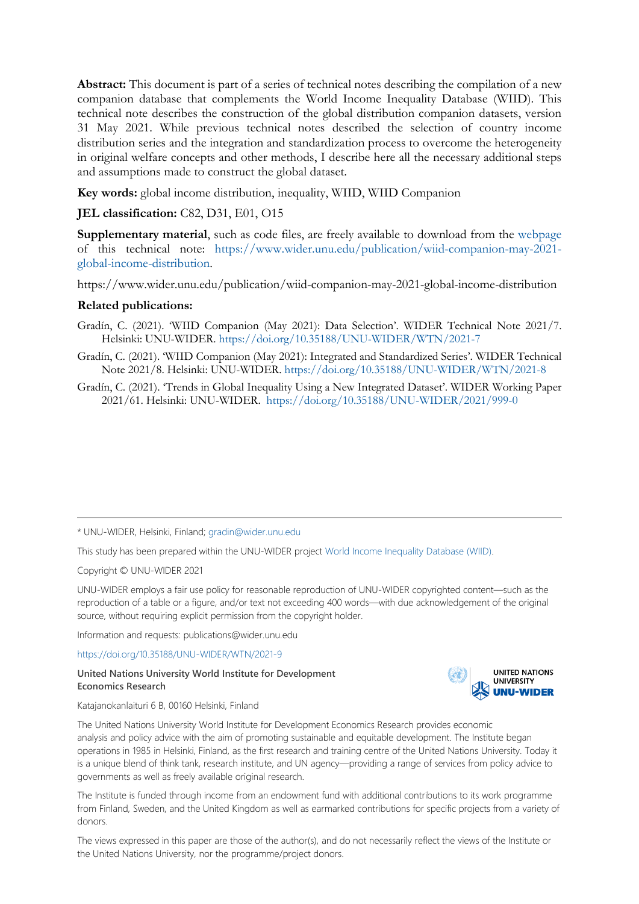**Abstract:** This document is part of a series of technical notes describing the compilation of a new companion database that complements the World Income Inequality Database (WIID). This technical note describes the construction of the global distribution companion datasets, version 31 May 2021. While previous technical notes described the selection of country income distribution series and the integration and standardization process to overcome the heterogeneity in original welfare concepts and other methods, I describe here all the necessary additional steps and assumptions made to construct the global dataset.

**Key words:** global income distribution, inequality, WIID, WIID Companion

**JEL classification:** C82, D31, E01, O15

**Supplementary material**, such as code files, are freely available to download from the webpage of this technical note: https://www.wider.unu.edu/publication/wiid-companion-may-2021-global-income-distribution.

https://www.wider.unu.edu/publication/wiid-companion-may-2021-global-income-distribution

**Related publications:**

Gradín, C. (2021). 'WIID Companion (May 2021): Data Selection'. WIDER Technical Note 2021/7. Helsinki: UNU-WIDER. https://doi.org/10.35188/UNU-WIDER/WTN/2021-7

Gradín, C. (2021). 'WIID Companion (May 2021): Integrated and Standardized Series'. WIDER Technical Note 2021/8. Helsinki: UNU-WIDER. https://doi.org/10.35188/UNU-WIDER/WTN/2021-8

Gradín, C. (2021). 'Trends in Global Inequality Using a New Integrated Dataset'. WIDER Working Paper 2021/61. Helsinki: UNU-WIDER. https://doi.org/10.35188/UNU-WIDER/2021/999-0

---

\* UNU-WIDER, Helsinki, Finland; gradin@wider.unu.edu

This study has been prepared within the UNU-WIDER project World Income Inequality Database (WIID).

Copyright © UNU-WIDER 2021

UNU-WIDER employs a fair use policy for reasonable reproduction of UNU-WIDER copyrighted content—such as the reproduction of a table or a figure, and/or text not exceeding 400 words—with due acknowledgement of the original source, without requiring explicit permission from the copyright holder.

Information and requests: publications@wider.unu.edu

https://doi.org/10.35188/UNU-WIDER/WTN/2021-9

**United Nations University World Institute for Development Economics Research**

Katajanokanlaituri 6 B, 00160 Helsinki, Finland

The United Nations University World Institute for Development Economics Research provides economic analysis and policy advice with the aim of promoting sustainable and equitable development. The Institute began operations in 1985 in Helsinki, Finland, as the first research and training centre of the United Nations University. Today it is a unique blend of think tank, research institute, and UN agency—providing a range of services from policy advice to governments as well as freely available original research.

The Institute is funded through income from an endowment fund with additional contributions to its work programme from Finland, Sweden, and the United Kingdom as well as earmarked contributions for specific projects from a variety of donors.

The views expressed in this paper are those of the author(s), and do not necessarily reflect the views of the Institute or the United Nations University, nor the programme/project donors.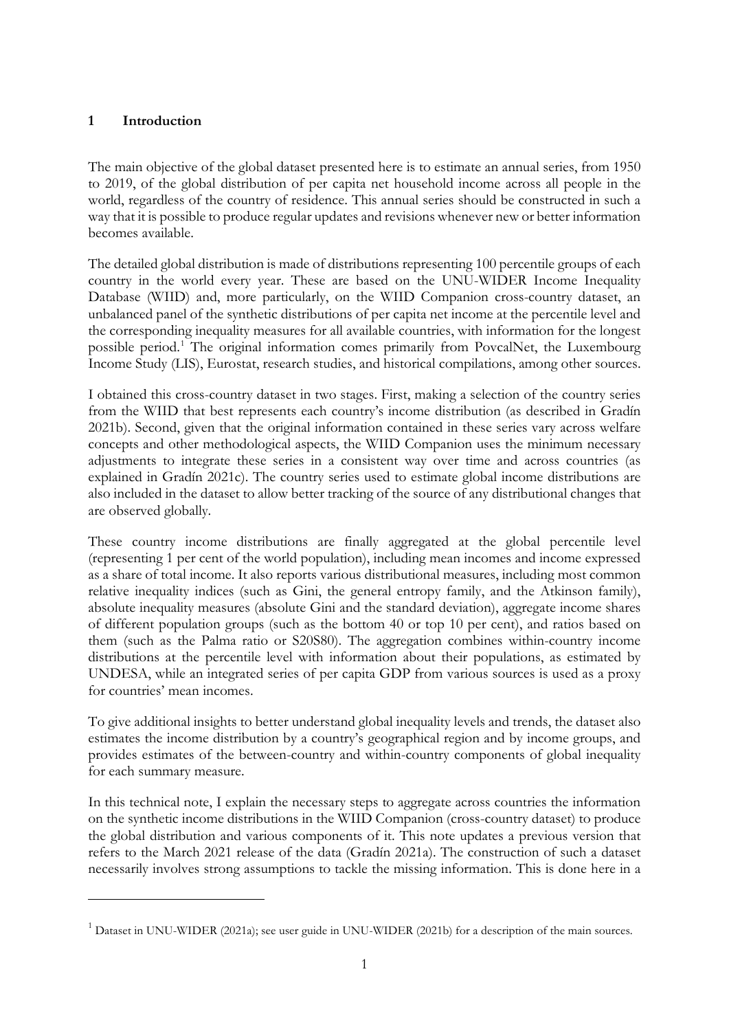## 1 Introduction

The main objective of the global dataset presented here is to estimate an annual series, from 1950 to 2019, of the global distribution of per capita net household income across all people in the world, regardless of the country of residence. This annual series should be constructed in such a way that it is possible to produce regular updates and revisions whenever new or better information becomes available.

The detailed global distribution is made of distributions representing 100 percentile groups of each country in the world every year. These are based on the UNU-WIDER Income Inequality Database (WIID) and, more particularly, on the WIID Companion cross-country dataset, an unbalanced panel of the synthetic distributions of per capita net income at the percentile level and the corresponding inequality measures for all available countries, with information for the longest possible period.[1] The original information comes primarily from PovcalNet, the Luxembourg Income Study (LIS), Eurostat, research studies, and historical compilations, among other sources.

I obtained this cross-country dataset in two stages. First, making a selection of the country series from the WIID that best represents each country's income distribution (as described in Gradín 2021b). Second, given that the original information contained in these series vary across welfare concepts and other methodological aspects, the WIID Companion uses the minimum necessary adjustments to integrate these series in a consistent way over time and across countries (as explained in Gradín 2021c). The country series used to estimate global income distributions are also included in the dataset to allow better tracking of the source of any distributional changes that are observed globally.

These country income distributions are finally aggregated at the global percentile level (representing 1 per cent of the world population), including mean incomes and income expressed as a share of total income. It also reports various distributional measures, including most common relative inequality indices (such as Gini, the general entropy family, and the Atkinson family), absolute inequality measures (absolute Gini and the standard deviation), aggregate income shares of different population groups (such as the bottom 40 or top 10 per cent), and ratios based on them (such as the Palma ratio or S20S80). The aggregation combines within-country income distributions at the percentile level with information about their populations, as estimated by UNDESA, while an integrated series of per capita GDP from various sources is used as a proxy for countries' mean incomes.

To give additional insights to better understand global inequality levels and trends, the dataset also estimates the income distribution by a country's geographical region and by income groups, and provides estimates of the between-country and within-country components of global inequality for each summary measure.

In this technical note, I explain the necessary steps to aggregate across countries the information on the synthetic income distributions in the WIID Companion (cross-country dataset) to produce the global distribution and various components of it. This note updates a previous version that refers to the March 2021 release of the data (Gradín 2021a). The construction of such a dataset necessarily involves strong assumptions to tackle the missing information. This is done here in a

[1] Dataset in UNU-WIDER (2021a); see user guide in UNU-WIDER (2021b) for a description of the main sources.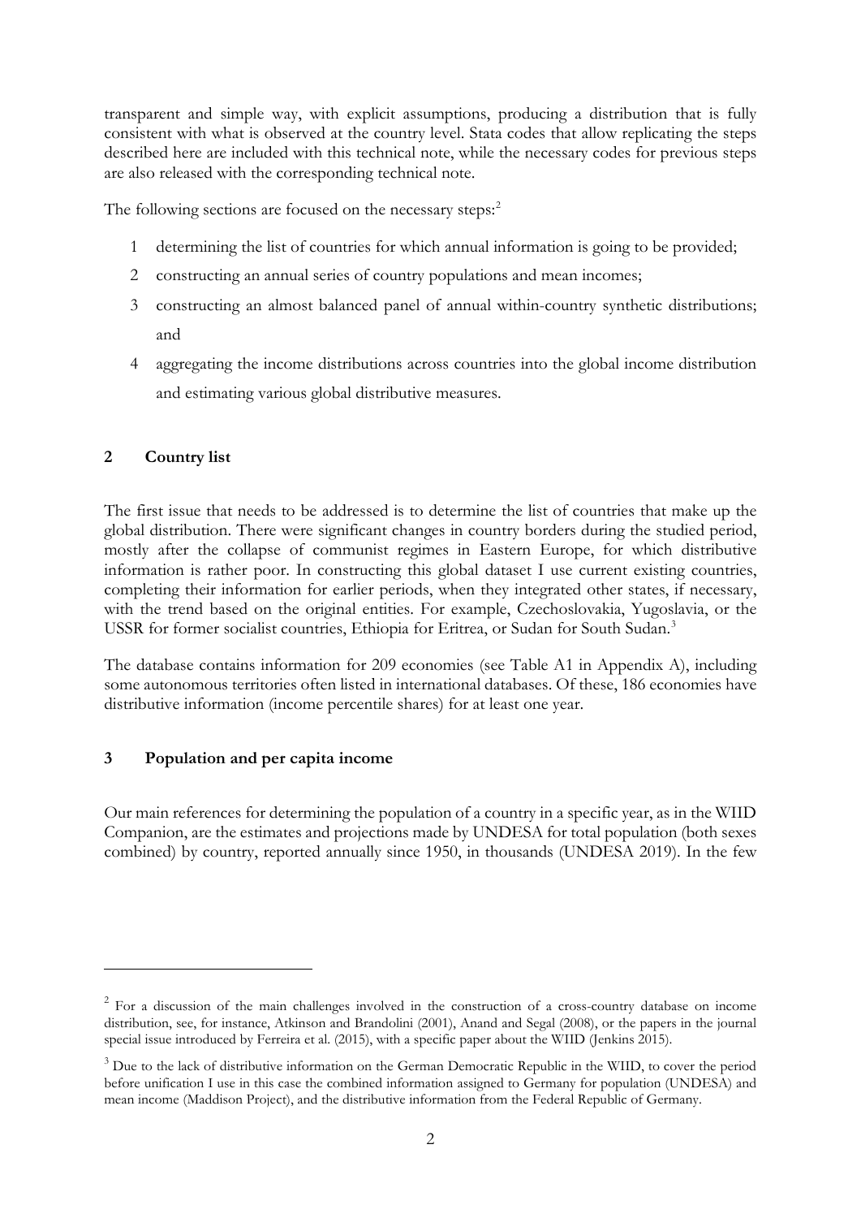transparent and simple way, with explicit assumptions, producing a distribution that is fully consistent with what is observed at the country level. Stata codes that allow replicating the steps described here are included with this technical note, while the necessary codes for previous steps are also released with the corresponding technical note.

The following sections are focused on the necessary steps:[2]

1. determining the list of countries for which annual information is going to be provided;
2. constructing an annual series of country populations and mean incomes;
3. constructing an almost balanced panel of annual within-country synthetic distributions; and
4. aggregating the income distributions across countries into the global income distribution and estimating various global distributive measures.

## 2 Country list

The first issue that needs to be addressed is to determine the list of countries that make up the global distribution. There were significant changes in country borders during the studied period, mostly after the collapse of communist regimes in Eastern Europe, for which distributive information is rather poor. In constructing this global dataset I use current existing countries, completing their information for earlier periods, when they integrated other states, if necessary, with the trend based on the original entities. For example, Czechoslovakia, Yugoslavia, or the USSR for former socialist countries, Ethiopia for Eritrea, or Sudan for South Sudan.[3]

The database contains information for 209 economies (see Table A1 in Appendix A), including some autonomous territories often listed in international databases. Of these, 186 economies have distributive information (income percentile shares) for at least one year.

## 3 Population and per capita income

Our main references for determining the population of a country in a specific year, as in the WIID Companion, are the estimates and projections made by UNDESA for total population (both sexes combined) by country, reported annually since 1950, in thousands (UNDESA 2019). In the few

---

[2] For a discussion of the main challenges involved in the construction of a cross-country database on income distribution, see, for instance, Atkinson and Brandolini (2001), Anand and Segal (2008), or the papers in the journal special issue introduced by Ferreira et al. (2015), with a specific paper about the WIID (Jenkins 2015).

[3] Due to the lack of distributive information on the German Democratic Republic in the WIID, to cover the period before unification I use in this case the combined information assigned to Germany for population (UNDESA) and mean income (Maddison Project), and the distributive information from the Federal Republic of Germany.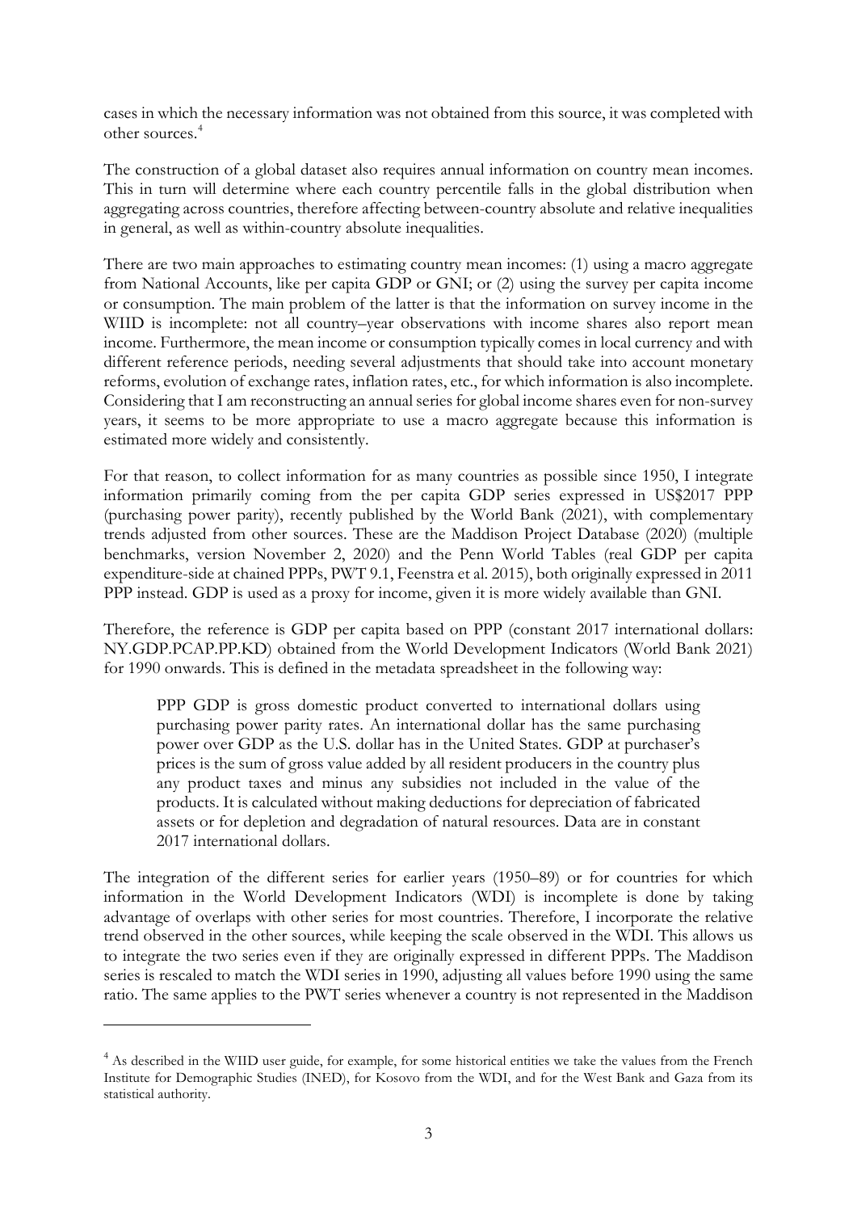cases in which the necessary information was not obtained from this source, it was completed with other sources.[4]

The construction of a global dataset also requires annual information on country mean incomes. This in turn will determine where each country percentile falls in the global distribution when aggregating across countries, therefore affecting between-country absolute and relative inequalities in general, as well as within-country absolute inequalities.

There are two main approaches to estimating country mean incomes: (1) using a macro aggregate from National Accounts, like per capita GDP or GNI; or (2) using the survey per capita income or consumption. The main problem of the latter is that the information on survey income in the WIID is incomplete: not all country–year observations with income shares also report mean income. Furthermore, the mean income or consumption typically comes in local currency and with different reference periods, needing several adjustments that should take into account monetary reforms, evolution of exchange rates, inflation rates, etc., for which information is also incomplete. Considering that I am reconstructing an annual series for global income shares even for non-survey years, it seems to be more appropriate to use a macro aggregate because this information is estimated more widely and consistently.

For that reason, to collect information for as many countries as possible since 1950, I integrate information primarily coming from the per capita GDP series expressed in US$2017 PPP (purchasing power parity), recently published by the World Bank (2021), with complementary trends adjusted from other sources. These are the Maddison Project Database (2020) (multiple benchmarks, version November 2, 2020) and the Penn World Tables (real GDP per capita expenditure-side at chained PPPs, PWT 9.1, Feenstra et al. 2015), both originally expressed in 2011 PPP instead. GDP is used as a proxy for income, given it is more widely available than GNI.

Therefore, the reference is GDP per capita based on PPP (constant 2017 international dollars: NY.GDP.PCAP.PP.KD) obtained from the World Development Indicators (World Bank 2021) for 1990 onwards. This is defined in the metadata spreadsheet in the following way:

> PPP GDP is gross domestic product converted to international dollars using purchasing power parity rates. An international dollar has the same purchasing power over GDP as the U.S. dollar has in the United States. GDP at purchaser's prices is the sum of gross value added by all resident producers in the country plus any product taxes and minus any subsidies not included in the value of the products. It is calculated without making deductions for depreciation of fabricated assets or for depletion and degradation of natural resources. Data are in constant 2017 international dollars.

The integration of the different series for earlier years (1950–89) or for countries for which information in the World Development Indicators (WDI) is incomplete is done by taking advantage of overlaps with other series for most countries. Therefore, I incorporate the relative trend observed in the other sources, while keeping the scale observed in the WDI. This allows us to integrate the two series even if they are originally expressed in different PPPs. The Maddison series is rescaled to match the WDI series in 1990, adjusting all values before 1990 using the same ratio. The same applies to the PWT series whenever a country is not represented in the Maddison

[4] As described in the WIID user guide, for example, for some historical entities we take the values from the French Institute for Demographic Studies (INED), for Kosovo from the WDI, and for the West Bank and Gaza from its statistical authority.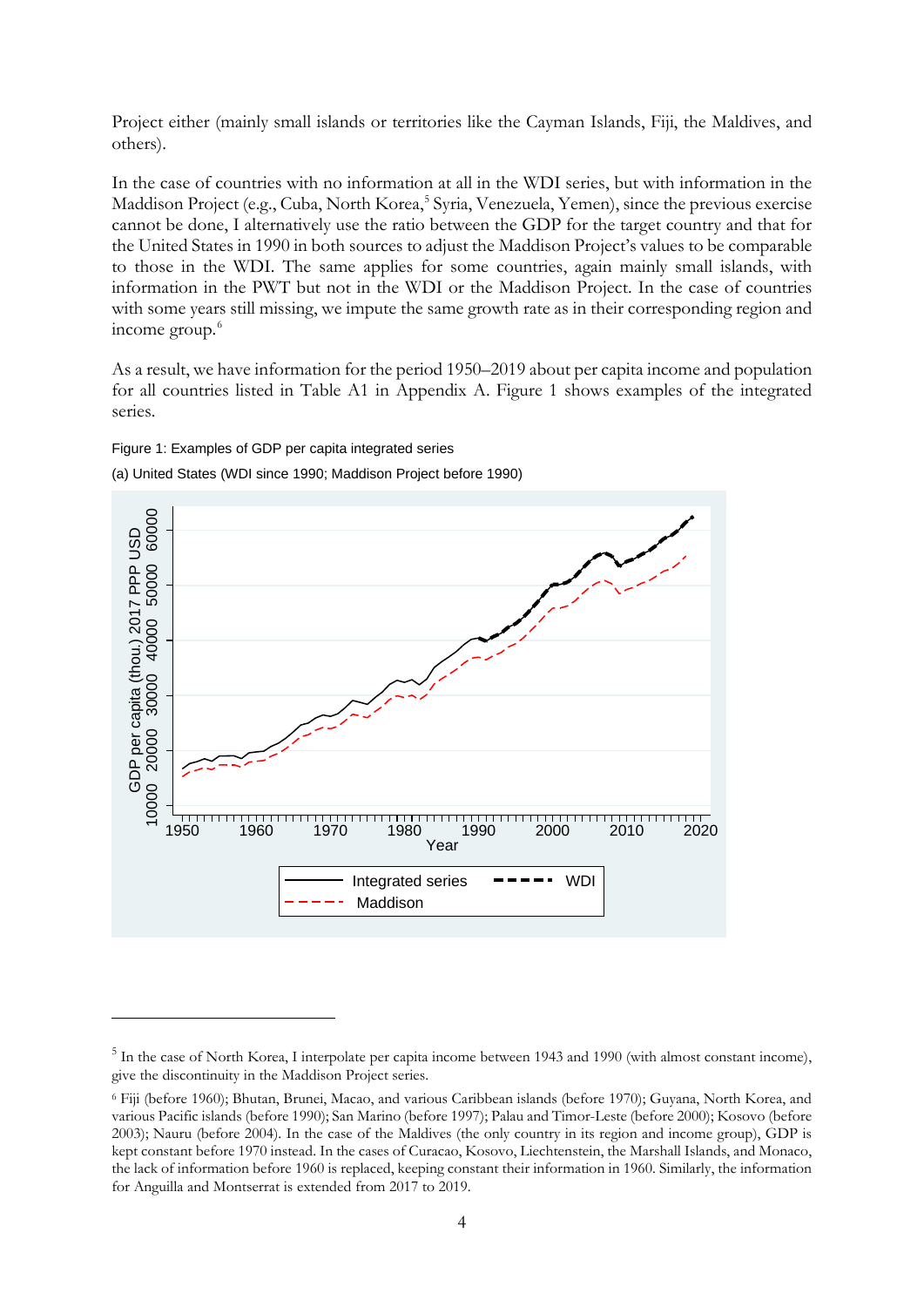Project either (mainly small islands or territories like the Cayman Islands, Fiji, the Maldives, and others).

In the case of countries with no information at all in the WDI series, but with information in the Maddison Project (e.g., Cuba, North Korea,[5] Syria, Venezuela, Yemen), since the previous exercise cannot be done, I alternatively use the ratio between the GDP for the target country and that for the United States in 1990 in both sources to adjust the Maddison Project's values to be comparable to those in the WDI. The same applies for some countries, again mainly small islands, with information in the PWT but not in the WDI or the Maddison Project. In the case of countries with some years still missing, we impute the same growth rate as in their corresponding region and income group.[6]

As a result, we have information for the period 1950–2019 about per capita income and population for all countries listed in Table A1 in Appendix A. Figure 1 shows examples of the integrated series.

Figure 1: Examples of GDP per capita integrated series

(a) United States (WDI since 1990; Maddison Project before 1990)

---

[5] In the case of North Korea, I interpolate per capita income between 1943 and 1990 (with almost constant income), give the discontinuity in the Maddison Project series.

[6] Fiji (before 1960); Bhutan, Brunei, Macao, and various Caribbean islands (before 1970); Guyana, North Korea, and various Pacific islands (before 1990); San Marino (before 1997); Palau and Timor-Leste (before 2000); Kosovo (before 2003); Nauru (before 2004). In the case of the Maldives (the only country in its region and income group), GDP is kept constant before 1970 instead. In the cases of Curacao, Kosovo, Liechtenstein, the Marshall Islands, and Monaco, the lack of information before 1960 is replaced, keeping constant their information in 1960. Similarly, the information for Anguilla and Montserrat is extended from 2017 to 2019.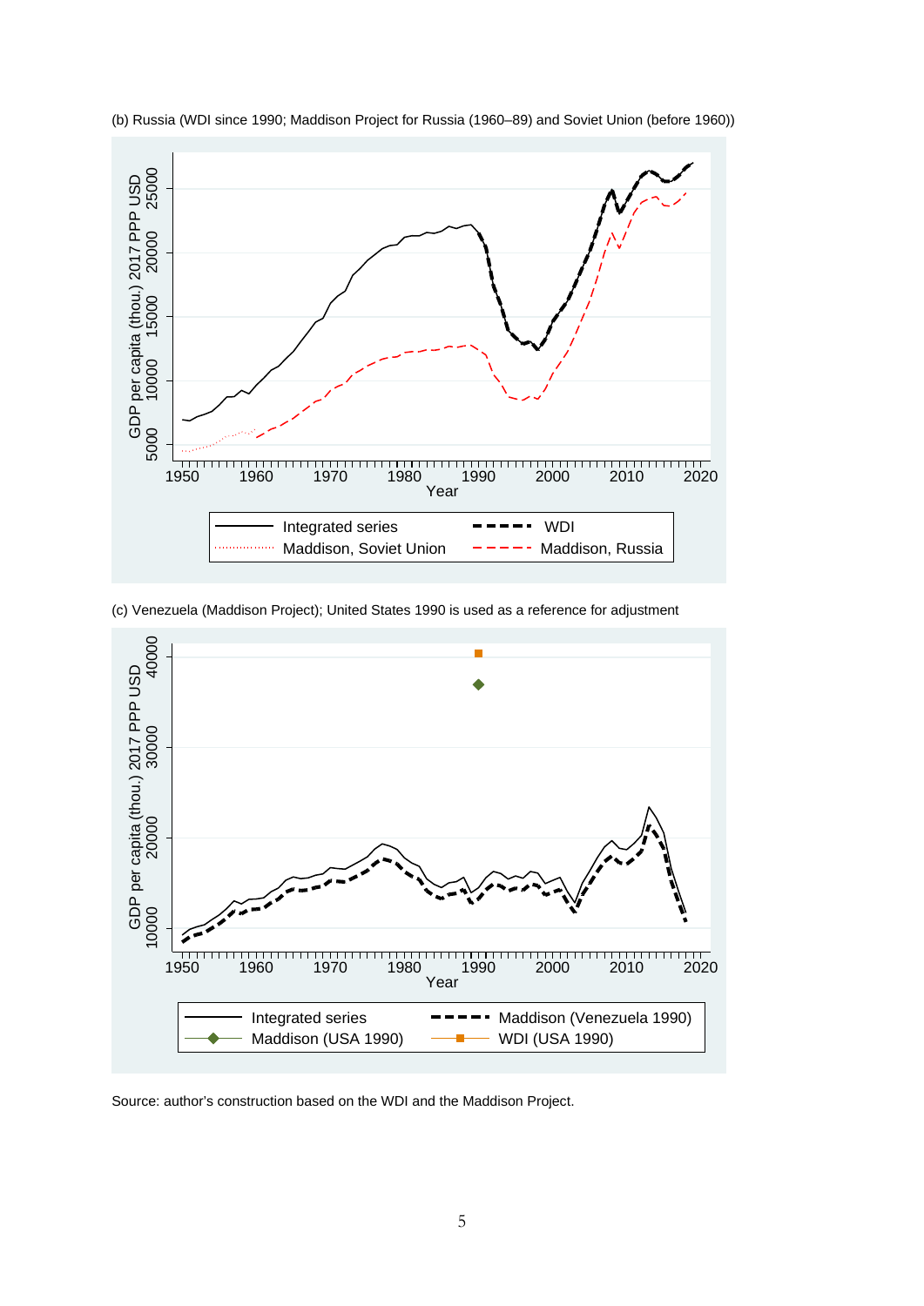(b) Russia (WDI since 1990; Maddison Project for Russia (1960–89) and Soviet Union (before 1960))

(c) Venezuela (Maddison Project); United States 1990 is used as a reference for adjustment

Source: author's construction based on the WDI and the Maddison Project.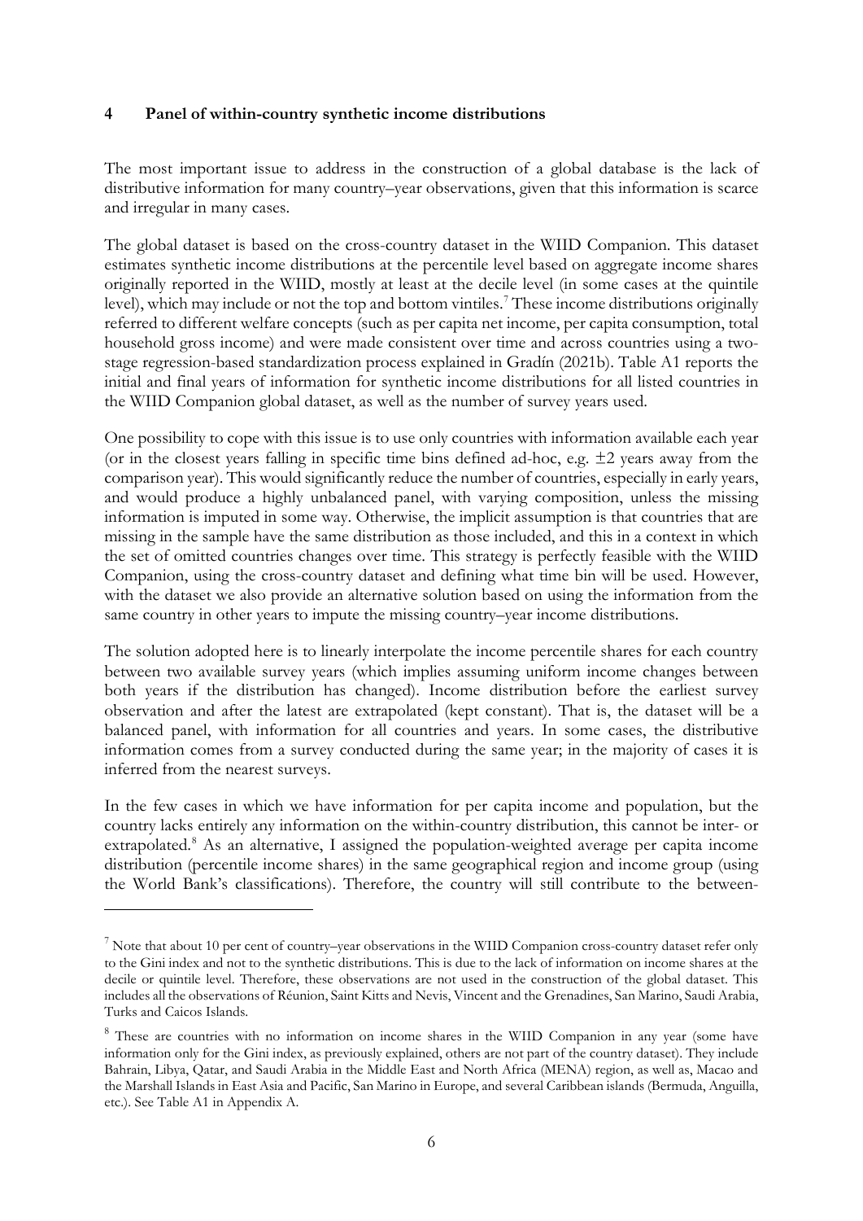## 4 Panel of within-country synthetic income distributions

The most important issue to address in the construction of a global database is the lack of distributive information for many country–year observations, given that this information is scarce and irregular in many cases.

The global dataset is based on the cross-country dataset in the WIID Companion. This dataset estimates synthetic income distributions at the percentile level based on aggregate income shares originally reported in the WIID, mostly at least at the decile level (in some cases at the quintile level), which may include or not the top and bottom vintiles.[7] These income distributions originally referred to different welfare concepts (such as per capita net income, per capita consumption, total household gross income) and were made consistent over time and across countries using a two-stage regression-based standardization process explained in Gradín (2021b). Table A1 reports the initial and final years of information for synthetic income distributions for all listed countries in the WIID Companion global dataset, as well as the number of survey years used.

One possibility to cope with this issue is to use only countries with information available each year (or in the closest years falling in specific time bins defined ad-hoc, e.g. ±2 years away from the comparison year). This would significantly reduce the number of countries, especially in early years, and would produce a highly unbalanced panel, with varying composition, unless the missing information is imputed in some way. Otherwise, the implicit assumption is that countries that are missing in the sample have the same distribution as those included, and this in a context in which the set of omitted countries changes over time. This strategy is perfectly feasible with the WIID Companion, using the cross-country dataset and defining what time bin will be used. However, with the dataset we also provide an alternative solution based on using the information from the same country in other years to impute the missing country–year income distributions.

The solution adopted here is to linearly interpolate the income percentile shares for each country between two available survey years (which implies assuming uniform income changes between both years if the distribution has changed). Income distribution before the earliest survey observation and after the latest are extrapolated (kept constant). That is, the dataset will be a balanced panel, with information for all countries and years. In some cases, the distributive information comes from a survey conducted during the same year; in the majority of cases it is inferred from the nearest surveys.

In the few cases in which we have information for per capita income and population, but the country lacks entirely any information on the within-country distribution, this cannot be inter- or extrapolated.[8] As an alternative, I assigned the population-weighted average per capita income distribution (percentile income shares) in the same geographical region and income group (using the World Bank's classifications). Therefore, the country will still contribute to the between-

---

[7] Note that about 10 per cent of country–year observations in the WIID Companion cross-country dataset refer only to the Gini index and not to the synthetic distributions. This is due to the lack of information on income shares at the decile or quintile level. Therefore, these observations are not used in the construction of the global dataset. This includes all the observations of Réunion, Saint Kitts and Nevis, Vincent and the Grenadines, San Marino, Saudi Arabia, Turks and Caicos Islands.

[8] These are countries with no information on income shares in the WIID Companion in any year (some have information only for the Gini index, as previously explained, others are not part of the country dataset). They include Bahrain, Libya, Qatar, and Saudi Arabia in the Middle East and North Africa (MENA) region, as well as, Macao and the Marshall Islands in East Asia and Pacific, San Marino in Europe, and several Caribbean islands (Bermuda, Anguilla, etc.). See Table A1 in Appendix A.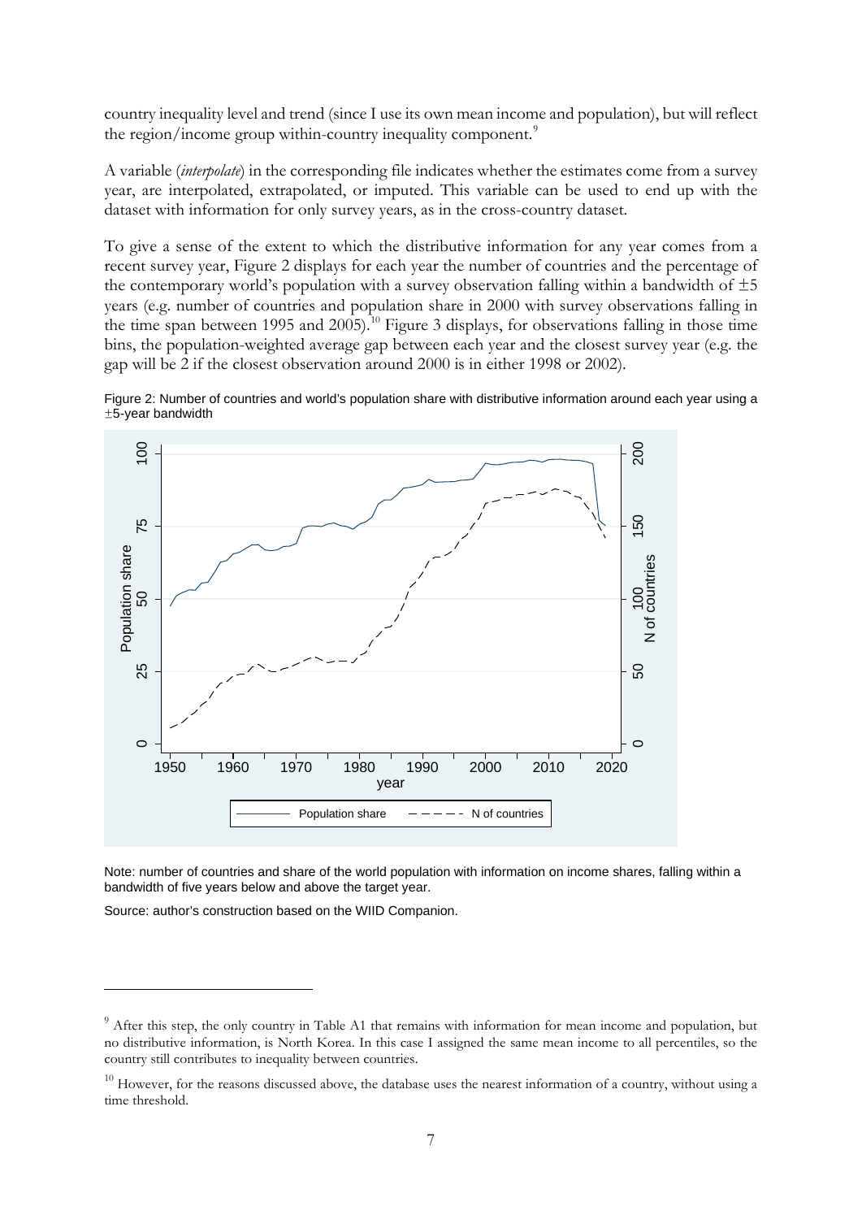country inequality level and trend (since I use its own mean income and population), but will reflect the region/income group within-country inequality component.[9]

A variable (*interpolate*) in the corresponding file indicates whether the estimates come from a survey year, are interpolated, extrapolated, or imputed. This variable can be used to end up with the dataset with information for only survey years, as in the cross-country dataset.

To give a sense of the extent to which the distributive information for any year comes from a recent survey year, Figure 2 displays for each year the number of countries and the percentage of the contemporary world's population with a survey observation falling within a bandwidth of ±5 years (e.g. number of countries and population share in 2000 with survey observations falling in the time span between 1995 and 2005).[10] Figure 3 displays, for observations falling in those time bins, the population-weighted average gap between each year and the closest survey year (e.g. the gap will be 2 if the closest observation around 2000 is in either 1998 or 2002).

Figure 2: Number of countries and world's population share with distributive information around each year using a ±5-year bandwidth

Note: number of countries and share of the world population with information on income shares, falling within a bandwidth of five years below and above the target year.

Source: author's construction based on the WIID Companion.

[9] After this step, the only country in Table A1 that remains with information for mean income and population, but no distributive information, is North Korea. In this case I assigned the same mean income to all percentiles, so the country still contributes to inequality between countries.

[10] However, for the reasons discussed above, the database uses the nearest information of a country, without using a time threshold.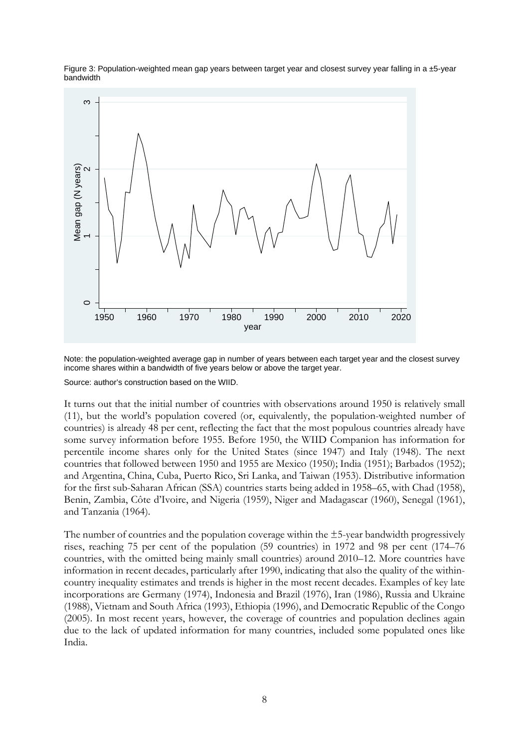Figure 3: Population-weighted mean gap years between target year and closest survey year falling in a ±5-year bandwidth

Note: the population-weighted average gap in number of years between each target year and the closest survey income shares within a bandwidth of five years below or above the target year.

Source: author's construction based on the WIID.

It turns out that the initial number of countries with observations around 1950 is relatively small (11), but the world's population covered (or, equivalently, the population-weighted number of countries) is already 48 per cent, reflecting the fact that the most populous countries already have some survey information before 1955. Before 1950, the WIID Companion has information for percentile income shares only for the United States (since 1947) and Italy (1948). The next countries that followed between 1950 and 1955 are Mexico (1950); India (1951); Barbados (1952); and Argentina, China, Cuba, Puerto Rico, Sri Lanka, and Taiwan (1953). Distributive information for the first sub-Saharan African (SSA) countries starts being added in 1958–65, with Chad (1958), Benin, Zambia, Côte d'Ivoire, and Nigeria (1959), Niger and Madagascar (1960), Senegal (1961), and Tanzania (1964).

The number of countries and the population coverage within the ±5-year bandwidth progressively rises, reaching 75 per cent of the population (59 countries) in 1972 and 98 per cent (174–76 countries, with the omitted being mainly small countries) around 2010–12. More countries have information in recent decades, particularly after 1990, indicating that also the quality of the within-country inequality estimates and trends is higher in the most recent decades. Examples of key late incorporations are Germany (1974), Indonesia and Brazil (1976), Iran (1986), Russia and Ukraine (1988), Vietnam and South Africa (1993), Ethiopia (1996), and Democratic Republic of the Congo (2005). In most recent years, however, the coverage of countries and population declines again due to the lack of updated information for many countries, included some populated ones like India.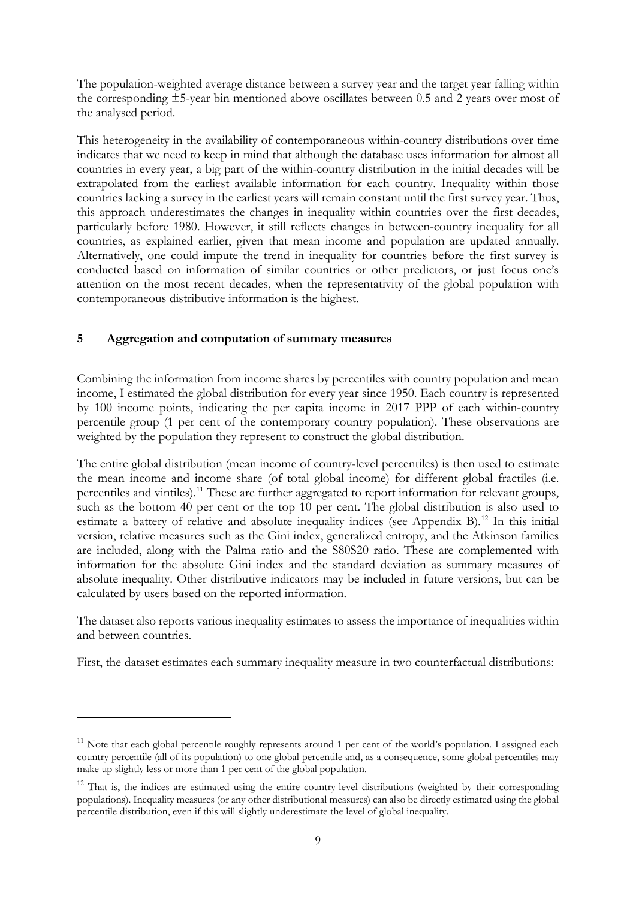The population-weighted average distance between a survey year and the target year falling within the corresponding ±5-year bin mentioned above oscillates between 0.5 and 2 years over most of the analysed period.

This heterogeneity in the availability of contemporaneous within-country distributions over time indicates that we need to keep in mind that although the database uses information for almost all countries in every year, a big part of the within-country distribution in the initial decades will be extrapolated from the earliest available information for each country. Inequality within those countries lacking a survey in the earliest years will remain constant until the first survey year. Thus, this approach underestimates the changes in inequality within countries over the first decades, particularly before 1980. However, it still reflects changes in between-country inequality for all countries, as explained earlier, given that mean income and population are updated annually. Alternatively, one could impute the trend in inequality for countries before the first survey is conducted based on information of similar countries or other predictors, or just focus one's attention on the most recent decades, when the representativity of the global population with contemporaneous distributive information is the highest.

## 5 Aggregation and computation of summary measures

Combining the information from income shares by percentiles with country population and mean income, I estimated the global distribution for every year since 1950. Each country is represented by 100 income points, indicating the per capita income in 2017 PPP of each within-country percentile group (1 per cent of the contemporary country population). These observations are weighted by the population they represent to construct the global distribution.

The entire global distribution (mean income of country-level percentiles) is then used to estimate the mean income and income share (of total global income) for different global fractiles (i.e. percentiles and vintiles).[11] These are further aggregated to report information for relevant groups, such as the bottom 40 per cent or the top 10 per cent. The global distribution is also used to estimate a battery of relative and absolute inequality indices (see Appendix B).[12] In this initial version, relative measures such as the Gini index, generalized entropy, and the Atkinson families are included, along with the Palma ratio and the S80S20 ratio. These are complemented with information for the absolute Gini index and the standard deviation as summary measures of absolute inequality. Other distributive indicators may be included in future versions, but can be calculated by users based on the reported information.

The dataset also reports various inequality estimates to assess the importance of inequalities within and between countries.

First, the dataset estimates each summary inequality measure in two counterfactual distributions:

---

[11] Note that each global percentile roughly represents around 1 per cent of the world's population. I assigned each country percentile (all of its population) to one global percentile and, as a consequence, some global percentiles may make up slightly less or more than 1 per cent of the global population.

[12] That is, the indices are estimated using the entire country-level distributions (weighted by their corresponding populations). Inequality measures (or any other distributional measures) can also be directly estimated using the global percentile distribution, even if this will slightly underestimate the level of global inequality.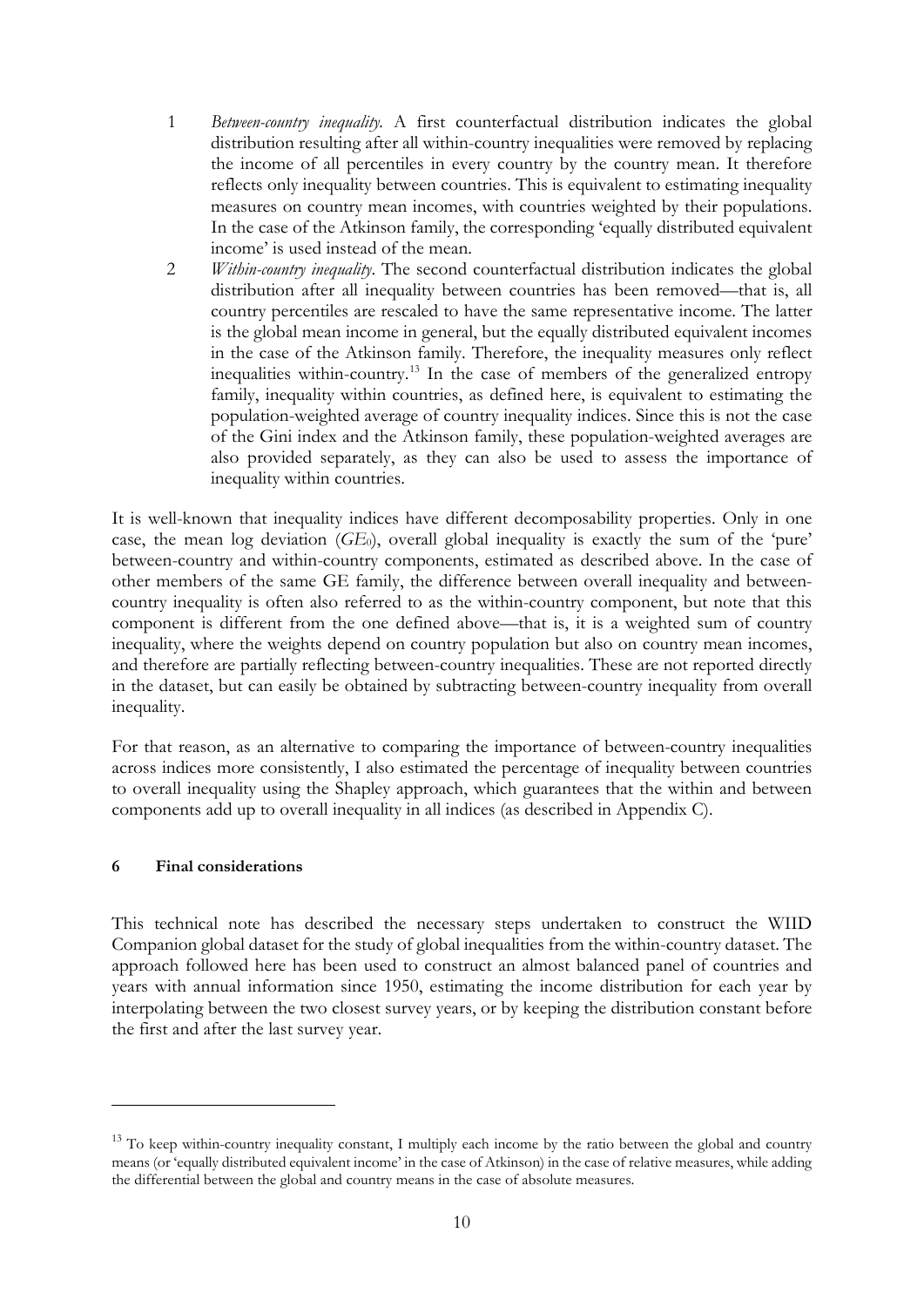1. *Between-country inequality*. A first counterfactual distribution indicates the global distribution resulting after all within-country inequalities were removed by replacing the income of all percentiles in every country by the country mean. It therefore reflects only inequality between countries. This is equivalent to estimating inequality measures on country mean incomes, with countries weighted by their populations. In the case of the Atkinson family, the corresponding 'equally distributed equivalent income' is used instead of the mean.
2. *Within-country inequality*. The second counterfactual distribution indicates the global distribution after all inequality between countries has been removed—that is, all country percentiles are rescaled to have the same representative income. The latter is the global mean income in general, but the equally distributed equivalent incomes in the case of the Atkinson family. Therefore, the inequality measures only reflect inequalities within-country.[13] In the case of members of the generalized entropy family, inequality within countries, as defined here, is equivalent to estimating the population-weighted average of country inequality indices. Since this is not the case of the Gini index and the Atkinson family, these population-weighted averages are also provided separately, as they can also be used to assess the importance of inequality within countries.

It is well-known that inequality indices have different decomposability properties. Only in one case, the mean log deviation ($GE_0$), overall global inequality is exactly the sum of the 'pure' between-country and within-country components, estimated as described above. In the case of other members of the same GE family, the difference between overall inequality and between-country inequality is often also referred to as the within-country component, but note that this component is different from the one defined above—that is, it is a weighted sum of country inequality, where the weights depend on country population but also on country mean incomes, and therefore are partially reflecting between-country inequalities. These are not reported directly in the dataset, but can easily be obtained by subtracting between-country inequality from overall inequality.

For that reason, as an alternative to comparing the importance of between-country inequalities across indices more consistently, I also estimated the percentage of inequality between countries to overall inequality using the Shapley approach, which guarantees that the within and between components add up to overall inequality in all indices (as described in Appendix C).

## 6 Final considerations

This technical note has described the necessary steps undertaken to construct the WIID Companion global dataset for the study of global inequalities from the within-country dataset. The approach followed here has been used to construct an almost balanced panel of countries and years with annual information since 1950, estimating the income distribution for each year by interpolating between the two closest survey years, or by keeping the distribution constant before the first and after the last survey year.

[13] To keep within-country inequality constant, I multiply each income by the ratio between the global and country means (or 'equally distributed equivalent income' in the case of Atkinson) in the case of relative measures, while adding the differential between the global and country means in the case of absolute measures.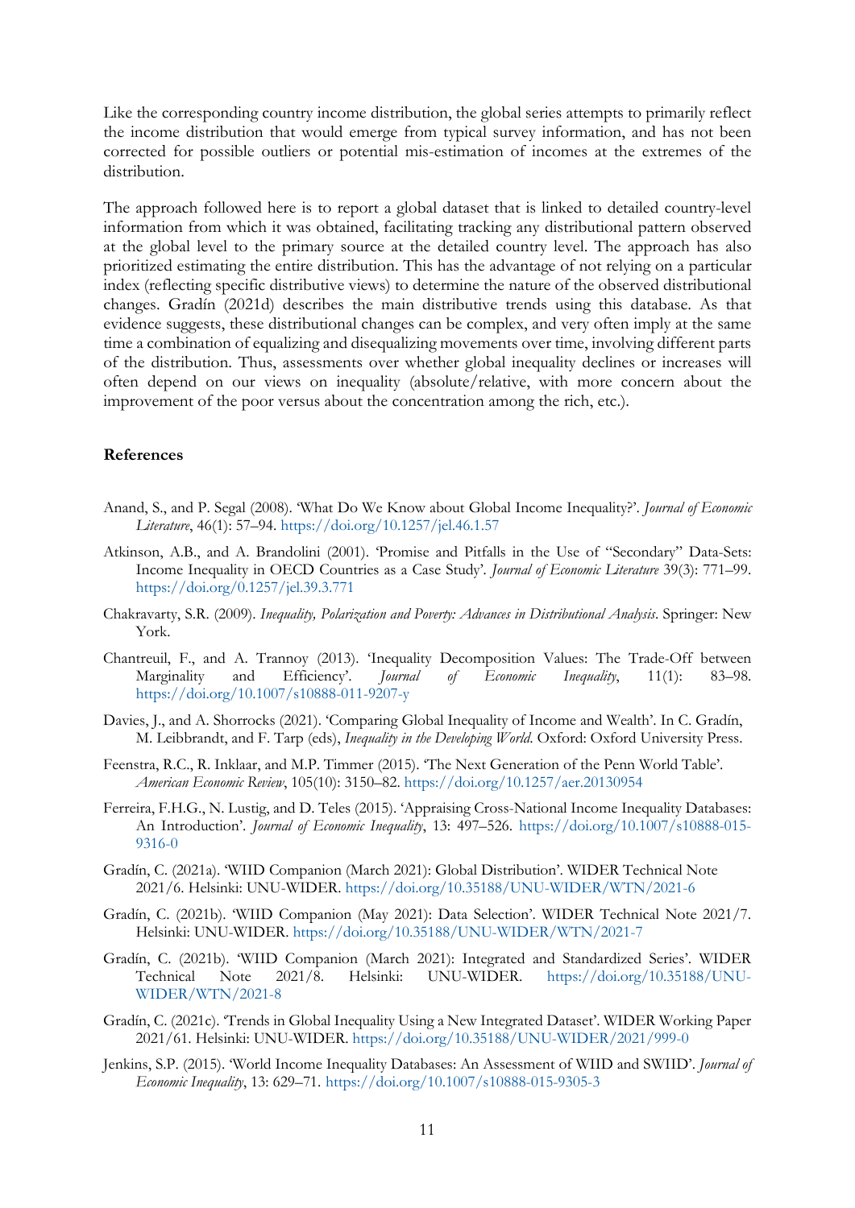Like the corresponding country income distribution, the global series attempts to primarily reflect the income distribution that would emerge from typical survey information, and has not been corrected for possible outliers or potential mis-estimation of incomes at the extremes of the distribution.

The approach followed here is to report a global dataset that is linked to detailed country-level information from which it was obtained, facilitating tracking any distributional pattern observed at the global level to the primary source at the detailed country level. The approach has also prioritized estimating the entire distribution. This has the advantage of not relying on a particular index (reflecting specific distributive views) to determine the nature of the observed distributional changes. Gradín (2021d) describes the main distributive trends using this database. As that evidence suggests, these distributional changes can be complex, and very often imply at the same time a combination of equalizing and disequalizing movements over time, involving different parts of the distribution. Thus, assessments over whether global inequality declines or increases will often depend on our views on inequality (absolute/relative, with more concern about the improvement of the poor versus about the concentration among the rich, etc.).

## References

Anand, S., and P. Segal (2008). 'What Do We Know about Global Income Inequality?'. *Journal of Economic Literature*, 46(1): 57–94. https://doi.org/10.1257/jel.46.1.57

Atkinson, A.B., and A. Brandolini (2001). 'Promise and Pitfalls in the Use of "Secondary" Data-Sets: Income Inequality in OECD Countries as a Case Study'. *Journal of Economic Literature* 39(3): 771–99. https://doi.org/0.1257/jel.39.3.771

Chakravarty, S.R. (2009). *Inequality, Polarization and Poverty: Advances in Distributional Analysis*. Springer: New York.

Chantreuil, F., and A. Trannoy (2013). 'Inequality Decomposition Values: The Trade-Off between Marginality and Efficiency'. *Journal of Economic Inequality*, 11(1): 83–98. https://doi.org/10.1007/s10888-011-9207-y

Davies, J., and A. Shorrocks (2021). 'Comparing Global Inequality of Income and Wealth'. In C. Gradín, M. Leibbrandt, and F. Tarp (eds), *Inequality in the Developing World.* Oxford: Oxford University Press.

Feenstra, R.C., R. Inklaar, and M.P. Timmer (2015). 'The Next Generation of the Penn World Table'. *American Economic Review*, 105(10): 3150–82. https://doi.org/10.1257/aer.20130954

Ferreira, F.H.G., N. Lustig, and D. Teles (2015). 'Appraising Cross-National Income Inequality Databases: An Introduction'. *Journal of Economic Inequality*, 13: 497–526. https://doi.org/10.1007/s10888-015-9316-0

Gradín, C. (2021a). 'WIID Companion (March 2021): Global Distribution'. WIDER Technical Note 2021/6. Helsinki: UNU-WIDER. https://doi.org/10.35188/UNU-WIDER/WTN/2021-6

Gradín, C. (2021b). 'WIID Companion (May 2021): Data Selection'. WIDER Technical Note 2021/7. Helsinki: UNU-WIDER. https://doi.org/10.35188/UNU-WIDER/WTN/2021-7

Gradín, C. (2021b). 'WIID Companion (March 2021): Integrated and Standardized Series'. WIDER Technical Note 2021/8. Helsinki: UNU-WIDER. https://doi.org/10.35188/UNU-WIDER/WTN/2021-8

Gradín, C. (2021c). 'Trends in Global Inequality Using a New Integrated Dataset'. WIDER Working Paper 2021/61. Helsinki: UNU-WIDER. https://doi.org/10.35188/UNU-WIDER/2021/999-0

Jenkins, S.P. (2015). 'World Income Inequality Databases: An Assessment of WIID and SWIID'. *Journal of Economic Inequality*, 13: 629–71. https://doi.org/10.1007/s10888-015-9305-3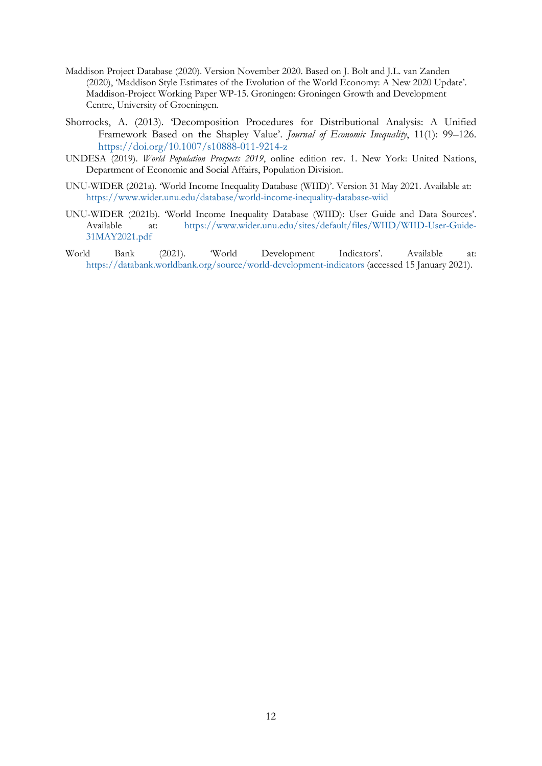Maddison Project Database (2020). Version November 2020. Based on J. Bolt and J.L. van Zanden (2020), 'Maddison Style Estimates of the Evolution of the World Economy: A New 2020 Update'. Maddison-Project Working Paper WP-15. Groningen: Groningen Growth and Development Centre, University of Groeningen.

Shorrocks, A. (2013). 'Decomposition Procedures for Distributional Analysis: A Unified Framework Based on the Shapley Value'. *Journal of Economic Inequality*, 11(1): 99–126. https://doi.org/10.1007/s10888-011-9214-z

UNDESA (2019). *World Population Prospects 2019*, online edition rev. 1. New York: United Nations, Department of Economic and Social Affairs, Population Division.

UNU-WIDER (2021a). 'World Income Inequality Database (WIID)'. Version 31 May 2021. Available at: https://www.wider.unu.edu/database/world-income-inequality-database-wiid

UNU-WIDER (2021b). 'World Income Inequality Database (WIID): User Guide and Data Sources'. Available at: https://www.wider.unu.edu/sites/default/files/WIID/WIID-User-Guide-31MAY2021.pdf

World Bank (2021). 'World Development Indicators'. Available at: https://databank.worldbank.org/source/world-development-indicators (accessed 15 January 2021).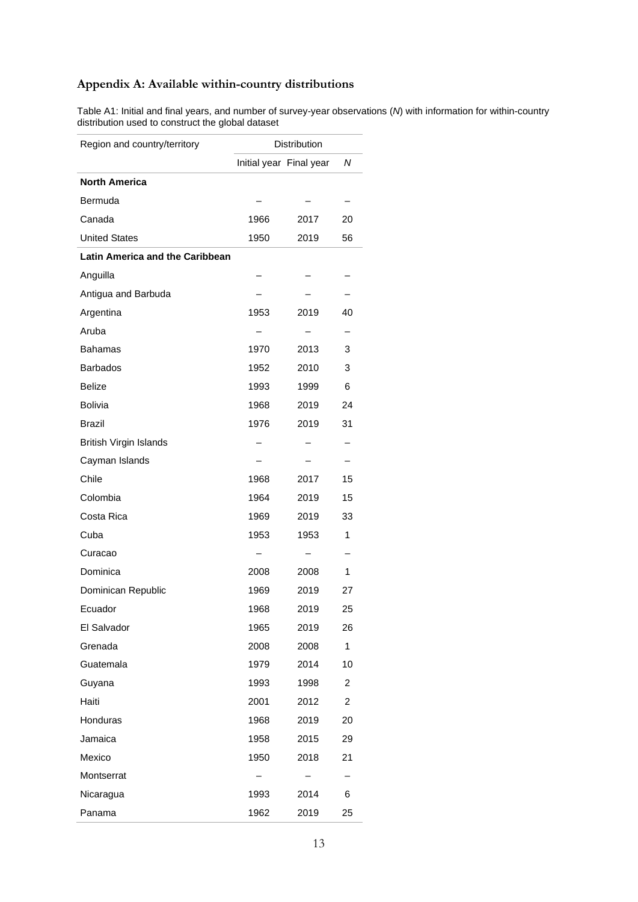## Appendix A: Available within-country distributions

Table A1: Initial and final years, and number of survey-year observations (*N*) with information for within-country distribution used to construct the global dataset

| Region and country/territory | Distribution | | |
|---|---|---|---|
| | Initial year | Final year | *N* |
| **North America** | | | |
| Bermuda | – | – | – |
| Canada | 1966 | 2017 | 20 |
| United States | 1950 | 2019 | 56 |
| **Latin America and the Caribbean** | | | |
| Anguilla | – | – | – |
| Antigua and Barbuda | – | – | – |
| Argentina | 1953 | 2019 | 40 |
| Aruba | – | – | – |
| Bahamas | 1970 | 2013 | 3 |
| Barbados | 1952 | 2010 | 3 |
| Belize | 1993 | 1999 | 6 |
| Bolivia | 1968 | 2019 | 24 |
| Brazil | 1976 | 2019 | 31 |
| British Virgin Islands | – | – | – |
| Cayman Islands | – | – | – |
| Chile | 1968 | 2017 | 15 |
| Colombia | 1964 | 2019 | 15 |
| Costa Rica | 1969 | 2019 | 33 |
| Cuba | 1953 | 1953 | 1 |
| Curacao | – | – | – |
| Dominica | 2008 | 2008 | 1 |
| Dominican Republic | 1969 | 2019 | 27 |
| Ecuador | 1968 | 2019 | 25 |
| El Salvador | 1965 | 2019 | 26 |
| Grenada | 2008 | 2008 | 1 |
| Guatemala | 1979 | 2014 | 10 |
| Guyana | 1993 | 1998 | 2 |
| Haiti | 2001 | 2012 | 2 |
| Honduras | 1968 | 2019 | 20 |
| Jamaica | 1958 | 2015 | 29 |
| Mexico | 1950 | 2018 | 21 |
| Montserrat | – | – | – |
| Nicaragua | 1993 | 2014 | 6 |
| Panama | 1962 | 2019 | 25 |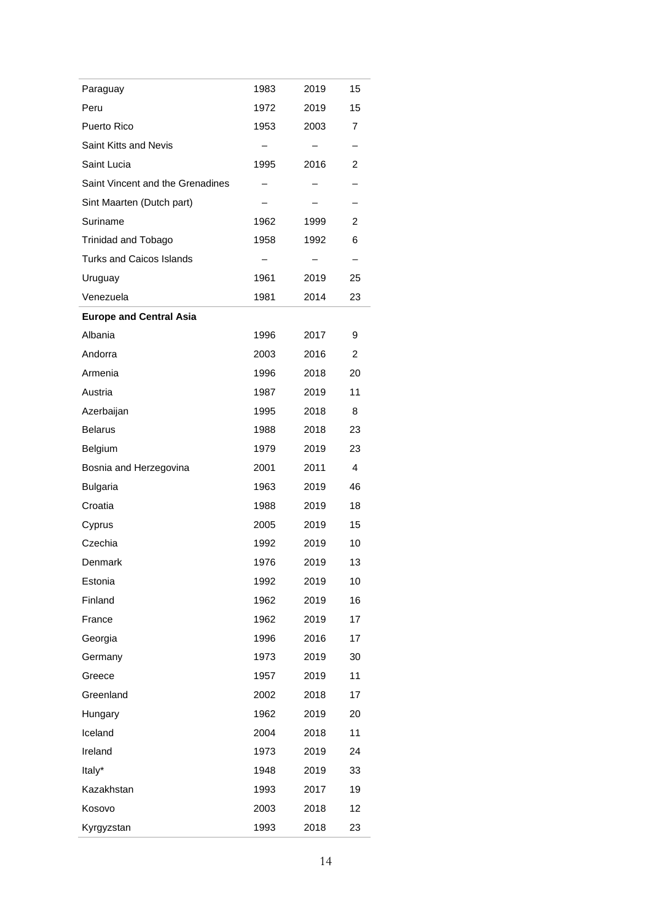| | | | |
|---|---|---|---|
| Paraguay | 1983 | 2019 | 15 |
| Peru | 1972 | 2019 | 15 |
| Puerto Rico | 1953 | 2003 | 7 |
| Saint Kitts and Nevis | – | – | – |
| Saint Lucia | 1995 | 2016 | 2 |
| Saint Vincent and the Grenadines | – | – | – |
| Sint Maarten (Dutch part) | – | – | – |
| Suriname | 1962 | 1999 | 2 |
| Trinidad and Tobago | 1958 | 1992 | 6 |
| Turks and Caicos Islands | – | – | – |
| Uruguay | 1961 | 2019 | 25 |
| Venezuela | 1981 | 2014 | 23 |
| **Europe and Central Asia** | | | |
| Albania | 1996 | 2017 | 9 |
| Andorra | 2003 | 2016 | 2 |
| Armenia | 1996 | 2018 | 20 |
| Austria | 1987 | 2019 | 11 |
| Azerbaijan | 1995 | 2018 | 8 |
| Belarus | 1988 | 2018 | 23 |
| Belgium | 1979 | 2019 | 23 |
| Bosnia and Herzegovina | 2001 | 2011 | 4 |
| Bulgaria | 1963 | 2019 | 46 |
| Croatia | 1988 | 2019 | 18 |
| Cyprus | 2005 | 2019 | 15 |
| Czechia | 1992 | 2019 | 10 |
| Denmark | 1976 | 2019 | 13 |
| Estonia | 1992 | 2019 | 10 |
| Finland | 1962 | 2019 | 16 |
| France | 1962 | 2019 | 17 |
| Georgia | 1996 | 2016 | 17 |
| Germany | 1973 | 2019 | 30 |
| Greece | 1957 | 2019 | 11 |
| Greenland | 2002 | 2018 | 17 |
| Hungary | 1962 | 2019 | 20 |
| Iceland | 2004 | 2018 | 11 |
| Ireland | 1973 | 2019 | 24 |
| Italy* | 1948 | 2019 | 33 |
| Kazakhstan | 1993 | 2017 | 19 |
| Kosovo | 2003 | 2018 | 12 |
| Kyrgyzstan | 1993 | 2018 | 23 |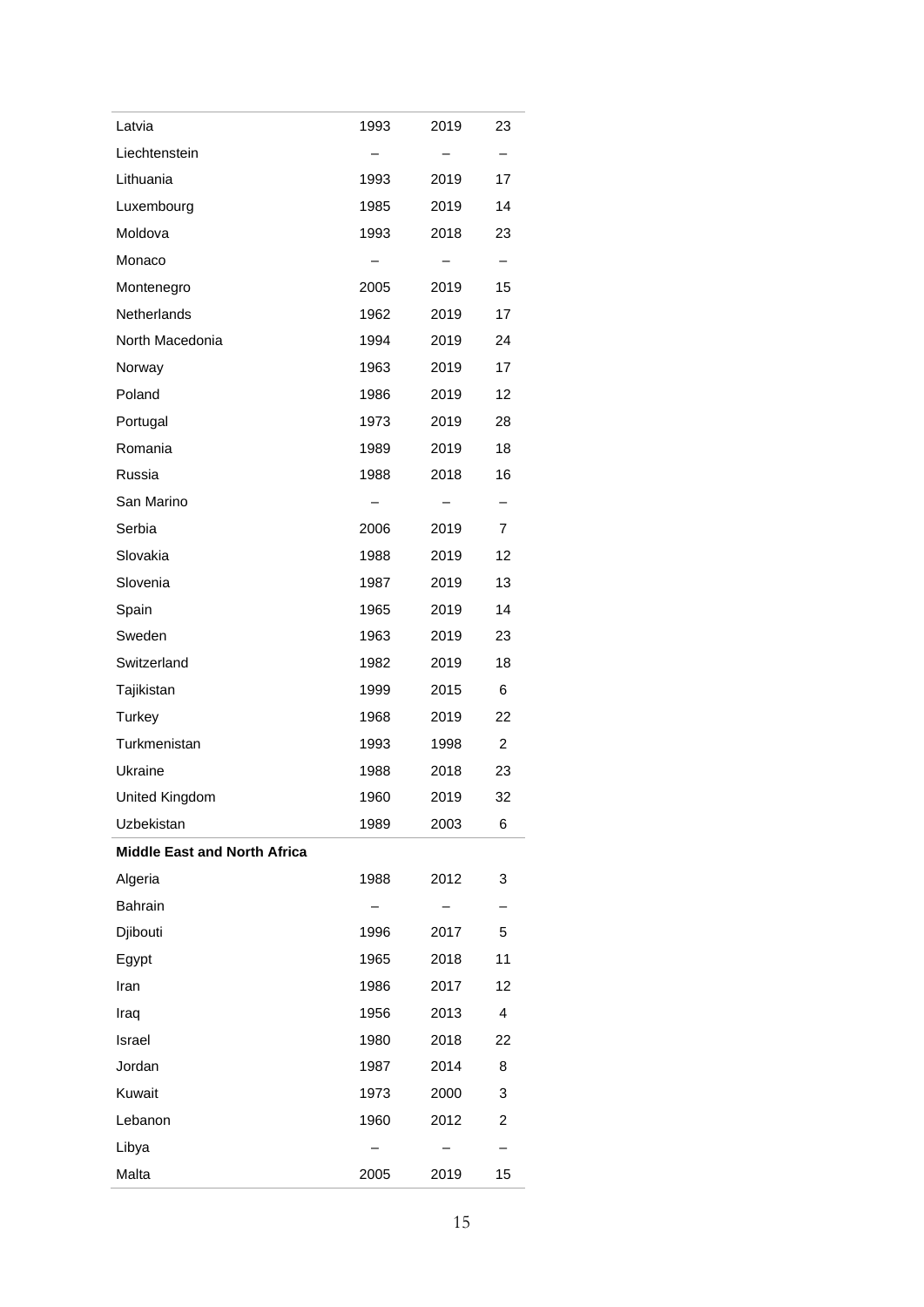| | | | |
|---|---|---|---|
| Latvia | 1993 | 2019 | 23 |
| Liechtenstein | – | – | – |
| Lithuania | 1993 | 2019 | 17 |
| Luxembourg | 1985 | 2019 | 14 |
| Moldova | 1993 | 2018 | 23 |
| Monaco | – | – | – |
| Montenegro | 2005 | 2019 | 15 |
| Netherlands | 1962 | 2019 | 17 |
| North Macedonia | 1994 | 2019 | 24 |
| Norway | 1963 | 2019 | 17 |
| Poland | 1986 | 2019 | 12 |
| Portugal | 1973 | 2019 | 28 |
| Romania | 1989 | 2019 | 18 |
| Russia | 1988 | 2018 | 16 |
| San Marino | – | – | – |
| Serbia | 2006 | 2019 | 7 |
| Slovakia | 1988 | 2019 | 12 |
| Slovenia | 1987 | 2019 | 13 |
| Spain | 1965 | 2019 | 14 |
| Sweden | 1963 | 2019 | 23 |
| Switzerland | 1982 | 2019 | 18 |
| Tajikistan | 1999 | 2015 | 6 |
| Turkey | 1968 | 2019 | 22 |
| Turkmenistan | 1993 | 1998 | 2 |
| Ukraine | 1988 | 2018 | 23 |
| United Kingdom | 1960 | 2019 | 32 |
| Uzbekistan | 1989 | 2003 | 6 |
| **Middle East and North Africa** | | | |
| Algeria | 1988 | 2012 | 3 |
| Bahrain | – | – | – |
| Djibouti | 1996 | 2017 | 5 |
| Egypt | 1965 | 2018 | 11 |
| Iran | 1986 | 2017 | 12 |
| Iraq | 1956 | 2013 | 4 |
| Israel | 1980 | 2018 | 22 |
| Jordan | 1987 | 2014 | 8 |
| Kuwait | 1973 | 2000 | 3 |
| Lebanon | 1960 | 2012 | 2 |
| Libya | – | – | – |
| Malta | 2005 | 2019 | 15 |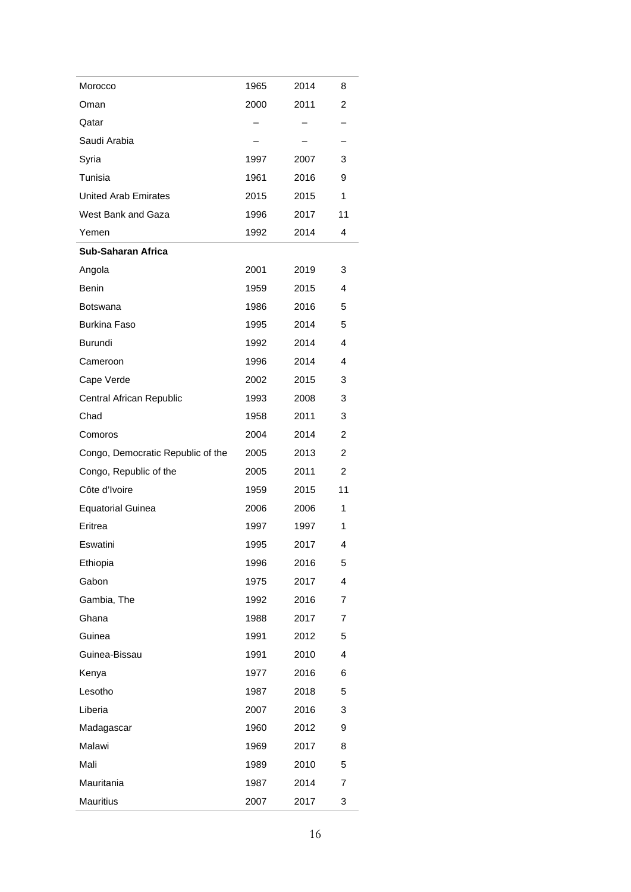| | | | |
|---|---|---|---|
| Morocco | 1965 | 2014 | 8 |
| Oman | 2000 | 2011 | 2 |
| Qatar | – | – | – |
| Saudi Arabia | – | – | – |
| Syria | 1997 | 2007 | 3 |
| Tunisia | 1961 | 2016 | 9 |
| United Arab Emirates | 2015 | 2015 | 1 |
| West Bank and Gaza | 1996 | 2017 | 11 |
| Yemen | 1992 | 2014 | 4 |
| **Sub-Saharan Africa** | | | |
| Angola | 2001 | 2019 | 3 |
| Benin | 1959 | 2015 | 4 |
| Botswana | 1986 | 2016 | 5 |
| Burkina Faso | 1995 | 2014 | 5 |
| Burundi | 1992 | 2014 | 4 |
| Cameroon | 1996 | 2014 | 4 |
| Cape Verde | 2002 | 2015 | 3 |
| Central African Republic | 1993 | 2008 | 3 |
| Chad | 1958 | 2011 | 3 |
| Comoros | 2004 | 2014 | 2 |
| Congo, Democratic Republic of the | 2005 | 2013 | 2 |
| Congo, Republic of the | 2005 | 2011 | 2 |
| Côte d'Ivoire | 1959 | 2015 | 11 |
| Equatorial Guinea | 2006 | 2006 | 1 |
| Eritrea | 1997 | 1997 | 1 |
| Eswatini | 1995 | 2017 | 4 |
| Ethiopia | 1996 | 2016 | 5 |
| Gabon | 1975 | 2017 | 4 |
| Gambia, The | 1992 | 2016 | 7 |
| Ghana | 1988 | 2017 | 7 |
| Guinea | 1991 | 2012 | 5 |
| Guinea-Bissau | 1991 | 2010 | 4 |
| Kenya | 1977 | 2016 | 6 |
| Lesotho | 1987 | 2018 | 5 |
| Liberia | 2007 | 2016 | 3 |
| Madagascar | 1960 | 2012 | 9 |
| Malawi | 1969 | 2017 | 8 |
| Mali | 1989 | 2010 | 5 |
| Mauritania | 1987 | 2014 | 7 |
| Mauritius | 2007 | 2017 | 3 |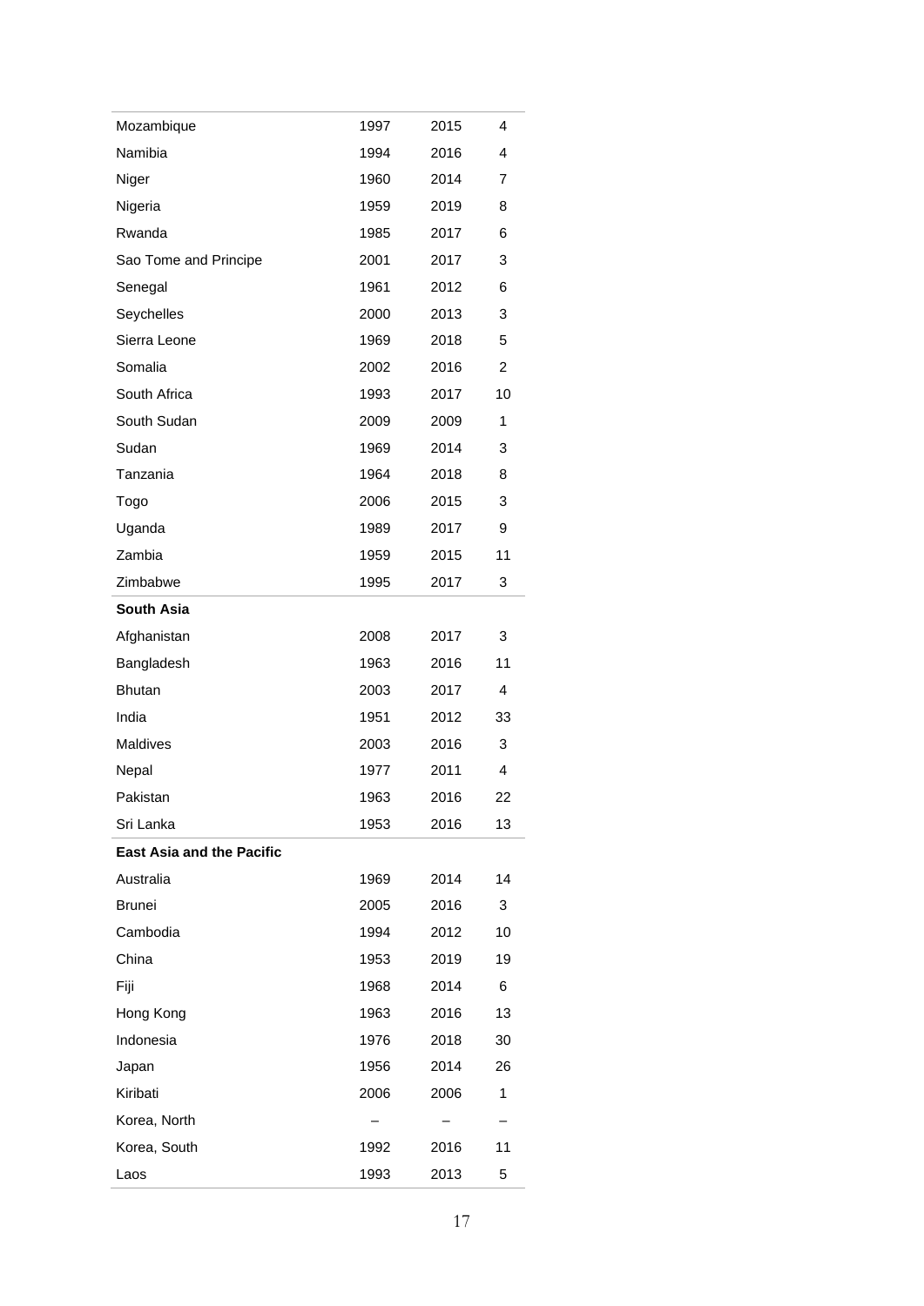| | | | |
|---|---|---|---|
| Mozambique | 1997 | 2015 | 4 |
| Namibia | 1994 | 2016 | 4 |
| Niger | 1960 | 2014 | 7 |
| Nigeria | 1959 | 2019 | 8 |
| Rwanda | 1985 | 2017 | 6 |
| Sao Tome and Principe | 2001 | 2017 | 3 |
| Senegal | 1961 | 2012 | 6 |
| Seychelles | 2000 | 2013 | 3 |
| Sierra Leone | 1969 | 2018 | 5 |
| Somalia | 2002 | 2016 | 2 |
| South Africa | 1993 | 2017 | 10 |
| South Sudan | 2009 | 2009 | 1 |
| Sudan | 1969 | 2014 | 3 |
| Tanzania | 1964 | 2018 | 8 |
| Togo | 2006 | 2015 | 3 |
| Uganda | 1989 | 2017 | 9 |
| Zambia | 1959 | 2015 | 11 |
| Zimbabwe | 1995 | 2017 | 3 |
| **South Asia** | | | |
| Afghanistan | 2008 | 2017 | 3 |
| Bangladesh | 1963 | 2016 | 11 |
| Bhutan | 2003 | 2017 | 4 |
| India | 1951 | 2012 | 33 |
| Maldives | 2003 | 2016 | 3 |
| Nepal | 1977 | 2011 | 4 |
| Pakistan | 1963 | 2016 | 22 |
| Sri Lanka | 1953 | 2016 | 13 |
| **East Asia and the Pacific** | | | |
| Australia | 1969 | 2014 | 14 |
| Brunei | 2005 | 2016 | 3 |
| Cambodia | 1994 | 2012 | 10 |
| China | 1953 | 2019 | 19 |
| Fiji | 1968 | 2014 | 6 |
| Hong Kong | 1963 | 2016 | 13 |
| Indonesia | 1976 | 2018 | 30 |
| Japan | 1956 | 2014 | 26 |
| Kiribati | 2006 | 2006 | 1 |
| Korea, North | – | – | – |
| Korea, South | 1992 | 2016 | 11 |
| Laos | 1993 | 2013 | 5 |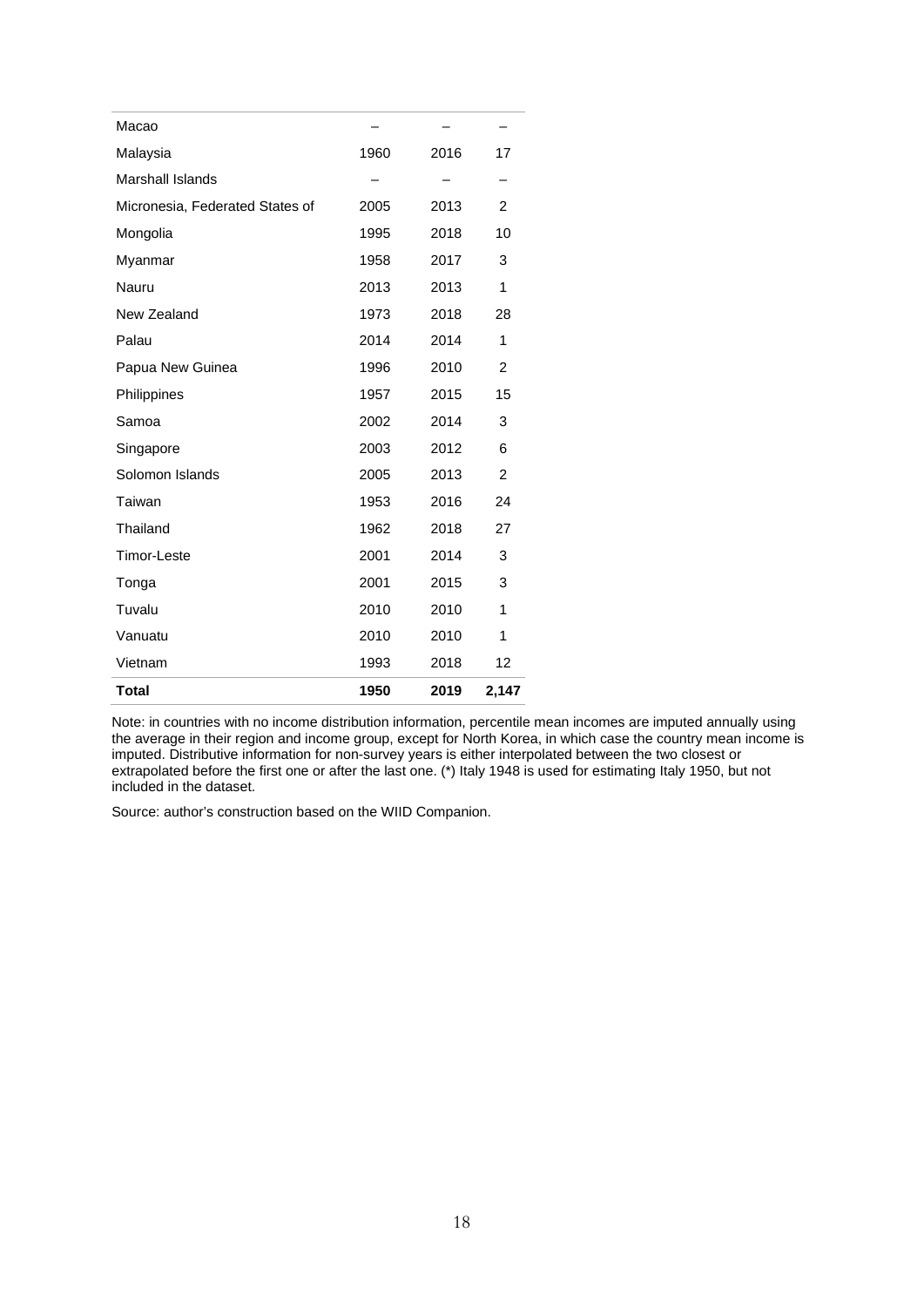| | | | |
|---|---|---|---|
| Macao | – | – | – |
| Malaysia | 1960 | 2016 | 17 |
| Marshall Islands | – | – | – |
| Micronesia, Federated States of | 2005 | 2013 | 2 |
| Mongolia | 1995 | 2018 | 10 |
| Myanmar | 1958 | 2017 | 3 |
| Nauru | 2013 | 2013 | 1 |
| New Zealand | 1973 | 2018 | 28 |
| Palau | 2014 | 2014 | 1 |
| Papua New Guinea | 1996 | 2010 | 2 |
| Philippines | 1957 | 2015 | 15 |
| Samoa | 2002 | 2014 | 3 |
| Singapore | 2003 | 2012 | 6 |
| Solomon Islands | 2005 | 2013 | 2 |
| Taiwan | 1953 | 2016 | 24 |
| Thailand | 1962 | 2018 | 27 |
| Timor-Leste | 2001 | 2014 | 3 |
| Tonga | 2001 | 2015 | 3 |
| Tuvalu | 2010 | 2010 | 1 |
| Vanuatu | 2010 | 2010 | 1 |
| Vietnam | 1993 | 2018 | 12 |
| **Total** | **1950** | **2019** | **2,147** |

Note: in countries with no income distribution information, percentile mean incomes are imputed annually using the average in their region and income group, except for North Korea, in which case the country mean income is imputed. Distributive information for non-survey years is either interpolated between the two closest or extrapolated before the first one or after the last one. (*) Italy 1948 is used for estimating Italy 1950, but not included in the dataset.

Source: author's construction based on the WIID Companion.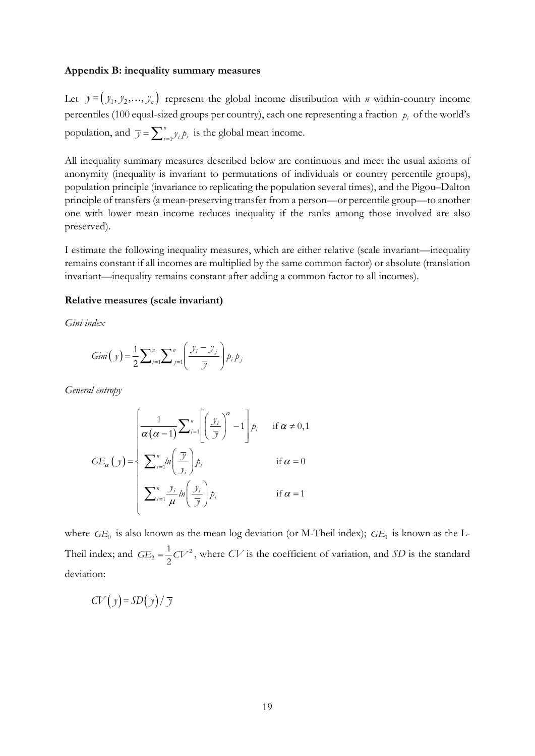**Appendix B: inequality summary measures**

Let $y = (y_1, y_2, \ldots, y_n)$ represent the global income distribution with $n$ within-country income percentiles (100 equal-sized groups per country), each one representing a fraction $p_i$ of the world's population, and $\overline{y} = \sum_{i=1}^{n} y_i p_i$ is the global mean income.

All inequality summary measures described below are continuous and meet the usual axioms of anonymity (inequality is invariant to permutations of individuals or country percentile groups), population principle (invariance to replicating the population several times), and the Pigou–Dalton principle of transfers (a mean-preserving transfer from a person—or percentile group—to another one with lower mean income reduces inequality if the ranks among those involved are also preserved).

I estimate the following inequality measures, which are either relative (scale invariant—inequality remains constant if all incomes are multiplied by the same common factor) or absolute (translation invariant—inequality remains constant after adding a common factor to all incomes).

**Relative measures (scale invariant)**

*Gini index*

$$Gini(y) = \frac{1}{2} \sum_{i=1}^{n} \sum_{j=1}^{n} \left( \frac{y_i - y_j}{\overline{y}} \right) p_i p_j$$

*General entropy*

$$GE_\alpha(y) = \begin{cases} \dfrac{1}{\alpha(\alpha-1)} \sum_{i=1}^{n} \left[ \left( \dfrac{y_i}{\overline{y}} \right)^\alpha - 1 \right] p_i & \text{if } \alpha \neq 0,1 \\ \sum_{i=1}^{n} ln\left( \dfrac{\overline{y}}{y_i} \right) p_i & \text{if } \alpha = 0 \\ \sum_{i=1}^{n} \dfrac{y_i}{\mu} ln\left( \dfrac{y_i}{\overline{y}} \right) p_i & \text{if } \alpha = 1 \end{cases}$$

where $GE_0$ is also known as the mean log deviation (or M-Theil index); $GE_1$ is known as the L-Theil index; and $GE_2 = \frac{1}{2} CV^2$, where $CV$ is the coefficient of variation, and $SD$ is the standard deviation:

$$CV(y) = SD(y) / \overline{y}$$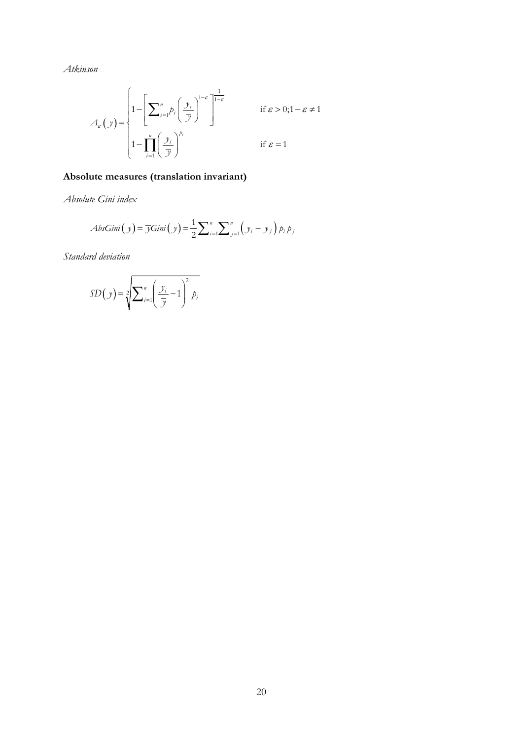*Atkinson*

$$
A_{\varepsilon}(y) = \begin{cases} 1 - \left[ \sum_{i=1}^{n} p_i \left( \dfrac{y_i}{\overline{y}} \right)^{1-\varepsilon} \right]^{\frac{1}{1-\varepsilon}} & \text{if } \varepsilon > 0; 1-\varepsilon \neq 1 \\ 1 - \prod_{i=1}^{n} \left( \dfrac{y_i}{\overline{y}} \right)^{p_i} & \text{if } \varepsilon = 1 \end{cases}
$$

**Absolute measures (translation invariant)**

*Absolute Gini index*

$$
AbsGini(y) = \overline{y}Gini(y) = \frac{1}{2} \sum_{i=1}^{n} \sum_{j=1}^{n} \left( y_i - y_j \right) p_i p_j
$$

*Standard deviation*

$$
SD(y) = \sqrt[2]{\sum_{i=1}^{n} \left( \frac{y_i}{\overline{y}} - 1 \right)^2 p_i}
$$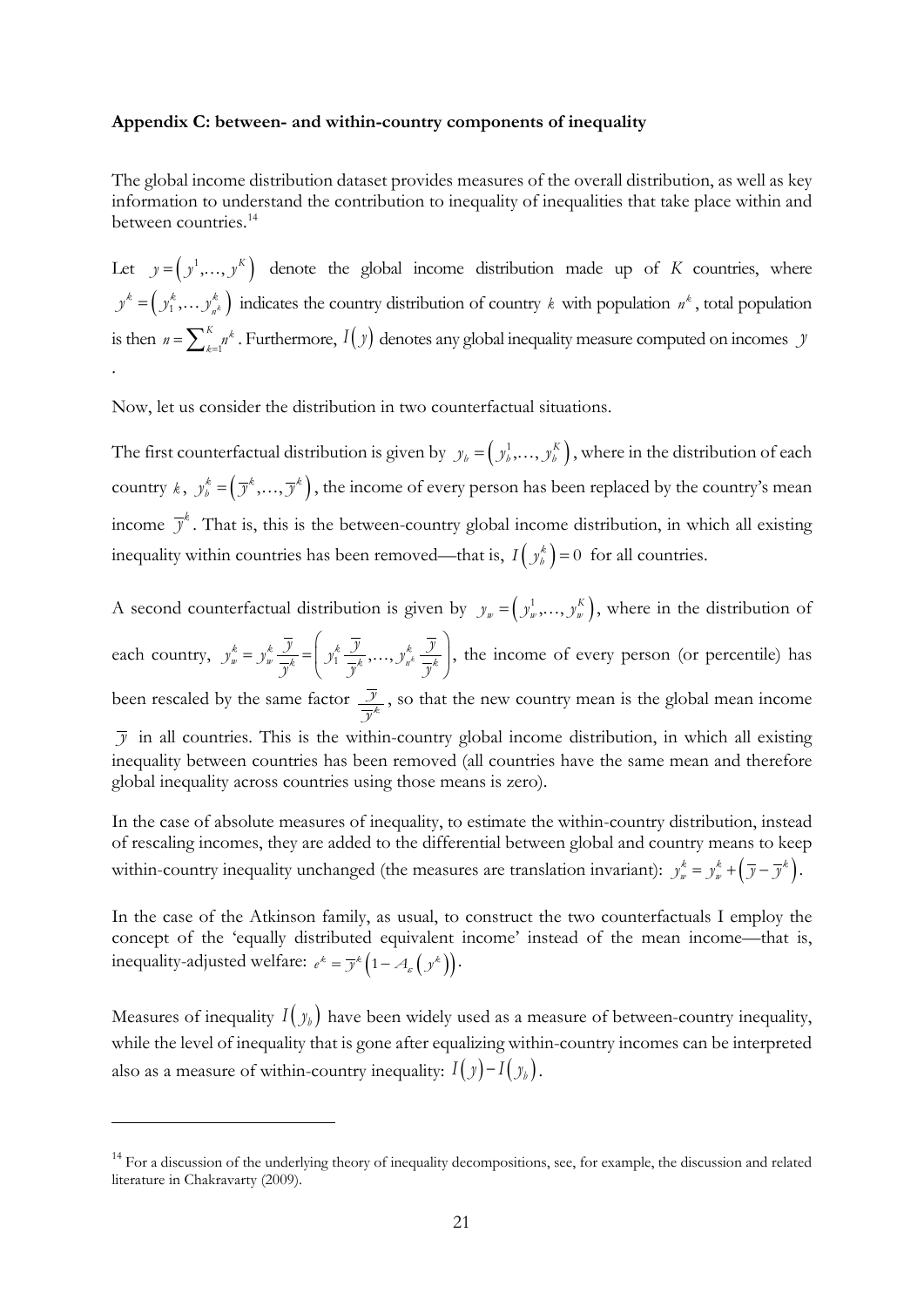**Appendix C: between- and within-country components of inequality**

The global income distribution dataset provides measures of the overall distribution, as well as key information to understand the contribution to inequality of inequalities that take place within and between countries.[14]

Let $y = \left( y^1, \ldots, y^K \right)$ denote the global income distribution made up of $K$ countries, where $y^k = \left( y_1^k, \ldots y_{n^k}^k \right)$ indicates the country distribution of country $k$ with population $n^k$, total population is then $n = \sum_{k=1}^{K} n^k$. Furthermore, $I(y)$ denotes any global inequality measure computed on incomes $y$.

Now, let us consider the distribution in two counterfactual situations.

The first counterfactual distribution is given by $y_b = \left( y_b^1, \ldots, y_b^K \right)$, where in the distribution of each country $k$, $y_b^k = \left( \overline{y}^k, \ldots, \overline{y}^k \right)$, the income of every person has been replaced by the country's mean income $\overline{y}^k$. That is, this is the between-country global income distribution, in which all existing inequality within countries has been removed—that is, $I\left( y_b^k \right) = 0$ for all countries.

A second counterfactual distribution is given by $y_w = \left( y_w^1, \ldots, y_w^K \right)$, where in the distribution of each country, $y_w^k = y_w^k \frac{\overline{y}}{\overline{y}^k} = \left( y_1^k \frac{\overline{y}}{\overline{y}^k}, \ldots, y_{n^k}^k \frac{\overline{y}}{\overline{y}^k} \right)$, the income of every person (or percentile) has been rescaled by the same factor $\frac{\overline{y}}{\overline{y}^k}$, so that the new country mean is the global mean income $\overline{y}$ in all countries. This is the within-country global income distribution, in which all existing inequality between countries has been removed (all countries have the same mean and therefore global inequality across countries using those means is zero).

In the case of absolute measures of inequality, to estimate the within-country distribution, instead of rescaling incomes, they are added to the differential between global and country means to keep within-country inequality unchanged (the measures are translation invariant): $y_w^k = y_w^k + \left( \overline{y} - \overline{y}^k \right)$.

In the case of the Atkinson family, as usual, to construct the two counterfactuals I employ the concept of the 'equally distributed equivalent income' instead of the mean income—that is, inequality-adjusted welfare: $e^k = \overline{y}^k \left( 1 - A_\varepsilon \left( y^k \right) \right)$.

Measures of inequality $I\left( y_b \right)$ have been widely used as a measure of between-country inequality, while the level of inequality that is gone after equalizing within-country incomes can be interpreted also as a measure of within-country inequality: $I(y) - I\left( y_b \right)$.

---

[14] For a discussion of the underlying theory of inequality decompositions, see, for example, the discussion and related literature in Chakravarty (2009).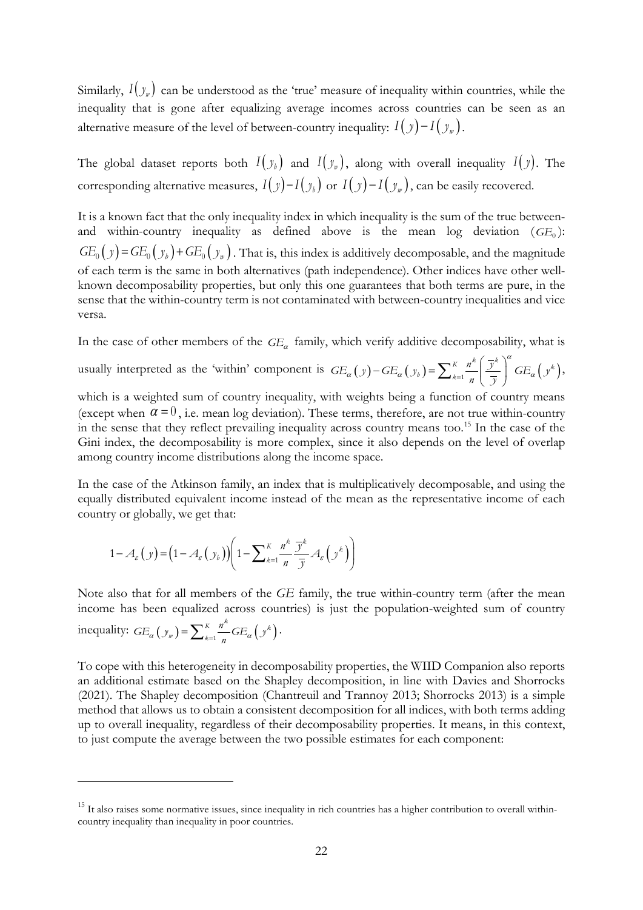Similarly, $I(y_w)$ can be understood as the 'true' measure of inequality within countries, while the inequality that is gone after equalizing average incomes across countries can be seen as an alternative measure of the level of between-country inequality: $I(y)-I(y_w)$.

The global dataset reports both $I(y_b)$ and $I(y_w)$, along with overall inequality $I(y)$. The corresponding alternative measures, $I(y)-I(y_b)$ or $I(y)-I(y_w)$, can be easily recovered.

It is a known fact that the only inequality index in which inequality is the sum of the true between- and within-country inequality as defined above is the mean log deviation ($GE_0$): $GE_0(y)=GE_0(y_b)+GE_0(y_w)$. That is, this index is additively decomposable, and the magnitude of each term is the same in both alternatives (path independence). Other indices have other well-known decomposability properties, but only this one guarantees that both terms are pure, in the sense that the within-country term is not contaminated with between-country inequalities and vice versa.

In the case of other members of the $GE_\alpha$ family, which verify additive decomposability, what is usually interpreted as the 'within' component is $GE_\alpha(y)-GE_\alpha(y_b)=\sum_{k=1}^{K}\frac{n^k}{n}\left(\frac{\overline{y}^k}{\overline{y}}\right)^\alpha GE_\alpha(y^k)$, which is a weighted sum of country inequality, with weights being a function of country means (except when $\alpha=0$, i.e. mean log deviation). These terms, therefore, are not true within-country in the sense that they reflect prevailing inequality across country means too.[15] In the case of the Gini index, the decomposability is more complex, since it also depends on the level of overlap among country income distributions along the income space.

In the case of the Atkinson family, an index that is multiplicatively decomposable, and using the equally distributed equivalent income instead of the mean as the representative income of each country or globally, we get that:

$$1-A_\varepsilon(y)=\left(1-A_\varepsilon(y_b)\right)\left(1-\sum_{k=1}^{K}\frac{n^k}{n}\frac{\overline{y}^k}{\overline{y}}A_\varepsilon(y^k)\right)$$

Note also that for all members of the *GE* family, the true within-country term (after the mean income has been equalized across countries) is just the population-weighted sum of country inequality: $GE_\alpha(y_w)=\sum_{k=1}^{K}\frac{n^k}{n}GE_\alpha(y^k)$.

To cope with this heterogeneity in decomposability properties, the WIID Companion also reports an additional estimate based on the Shapley decomposition, in line with Davies and Shorrocks (2021). The Shapley decomposition (Chantreuil and Trannoy 2013; Shorrocks 2013) is a simple method that allows us to obtain a consistent decomposition for all indices, with both terms adding up to overall inequality, regardless of their decomposability properties. It means, in this context, to just compute the average between the two possible estimates for each component:

[15] It also raises some normative issues, since inequality in rich countries has a higher contribution to overall within-country inequality than inequality in poor countries.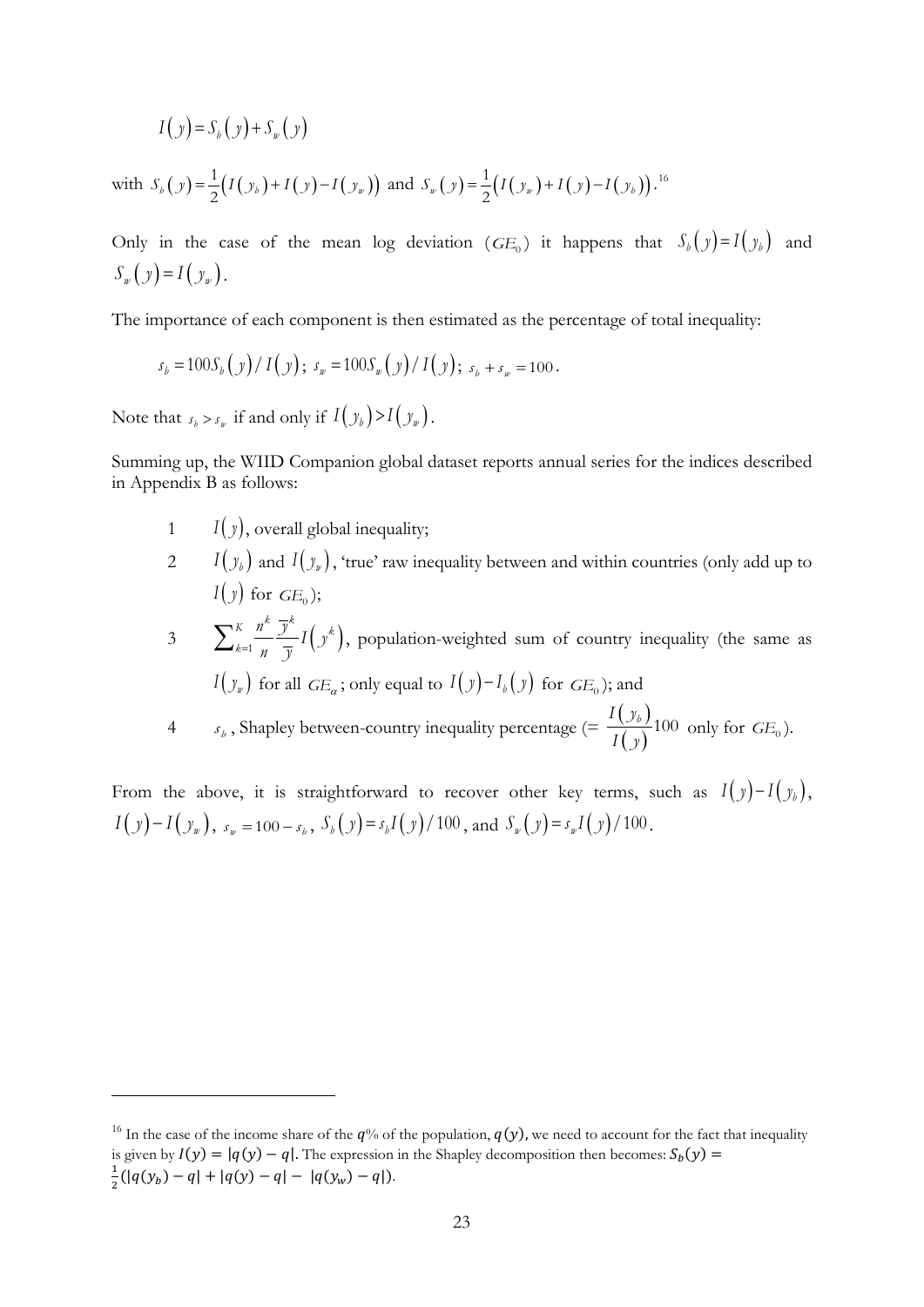$$I(y) = S_b(y) + S_w(y)$$

with $S_b(y) = \frac{1}{2}\left(I(y_b) + I(y) - I(y_w)\right)$ and $S_w(y) = \frac{1}{2}\left(I(y_w) + I(y) - I(y_b)\right)$.[16]

Only in the case of the mean log deviation ($GE_0$) it happens that $S_b(y) = I(y_b)$ and $S_w(y) = I(y_w)$.

The importance of each component is then estimated as the percentage of total inequality:

$$s_b = 100 S_b(y)/I(y);\ s_w = 100 S_w(y)/I(y);\ s_b + s_w = 100.$$

Note that $s_b > s_w$ if and only if $I(y_b) > I(y_w)$.

Summing up, the WIID Companion global dataset reports annual series for the indices described in Appendix B as follows:

1. $I(y)$, overall global inequality;
2. $I(y_b)$ and $I(y_w)$, 'true' raw inequality between and within countries (only add up to $I(y)$ for $GE_0$);
3. $\sum_{k=1}^{K} \frac{n^k}{n} \frac{\overline{y}^k}{\overline{y}} I(y^k)$, population-weighted sum of country inequality (the same as $I(y_w)$ for all $GE_\alpha$; only equal to $I(y) - I_b(y)$ for $GE_0$); and
4. $s_b$, Shapley between-country inequality percentage (= $\frac{I(y_b)}{I(y)}100$ only for $GE_0$).

From the above, it is straightforward to recover other key terms, such as $I(y) - I(y_b)$, $I(y) - I(y_w)$, $s_w = 100 - s_b$, $S_b(y) = s_b I(y)/100$, and $S_w(y) = s_w I(y)/100$.

[16] In the case of the income share of the $q$% of the population, $q(y)$, we need to account for the fact that inequality is given by $I(y) = |q(y) - q|$. The expression in the Shapley decomposition then becomes: $S_b(y) = \frac{1}{2}(|q(y_b) - q| + |q(y) - q| - |q(y_w) - q|)$.